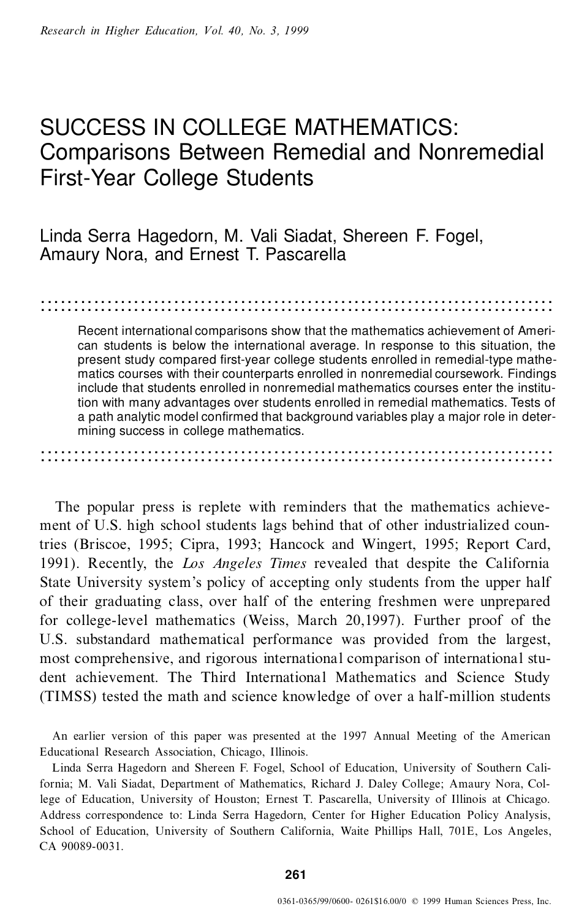# SUCCESS IN COLLEGE MATHEMATICS: Comparisons Between Remedial and Nonremedial First-Year College Students

Linda Serra Hagedorn, M. Vali Siadat, Shereen F. Fogel, Amaury Nora, and Ernest T. Pascarella

Recent international comparisons show that the mathematics achievement of American students is below the international average. In response to this situation, the present study compared first-year college students enrolled in remedial-type mathematics courses with their counterparts enrolled in nonremedial coursework. Findings include that students enrolled in nonremedial mathematics courses enter the institution with many advantages over students enrolled in remedial mathematics. Tests of a path analytic model confirmed that background variables play a major role in determining success in college mathematics.

The popular press is replete with reminders that the mathematics achievement of U.S. high school students lags behind that of other industrialized countries (Briscoe, 1995; Cipra, 1993; Hancock and Wingert, 1995; Report Card, 1991). Recently, the *Los Angeles Times* revealed that despite the California State University system's policy of accepting only students from the upper half of their graduating class, over half of the entering freshmen were unprepared for college-level mathematics (Weiss, March 20,1997). Further proof of the U.S. substandard mathematical performance was provided from the largest, most comprehensive, and rigorous international comparison of international student achievement. The Third International Mathematics and Science Study (TIMSS) tested the math and science knowledge of over a half-million students

An earlier version of this paper was presented at the 1997 Annual Meeting of the American Educational Research Association, Chicago, Illinois.

Linda Serra Hagedorn and Shereen F. Fogel, School of Education, University of Southern California; M. Vali Siadat, Department of Mathematics, Richard J. Daley College; Amaury Nora, College of Education, University of Houston; Ernest T. Pascarella, University of Illinois at Chicago. Address correspondence to: Linda Serra Hagedorn, Center for Higher Education Policy Analysis, School of Education, University of Southern California, Waite Phillips Hall, 701E, Los Angeles, CA 90089-0031.

0361-0365/99/0600- 0261$16.00/0 © 1999 Human Sciences Press, Inc.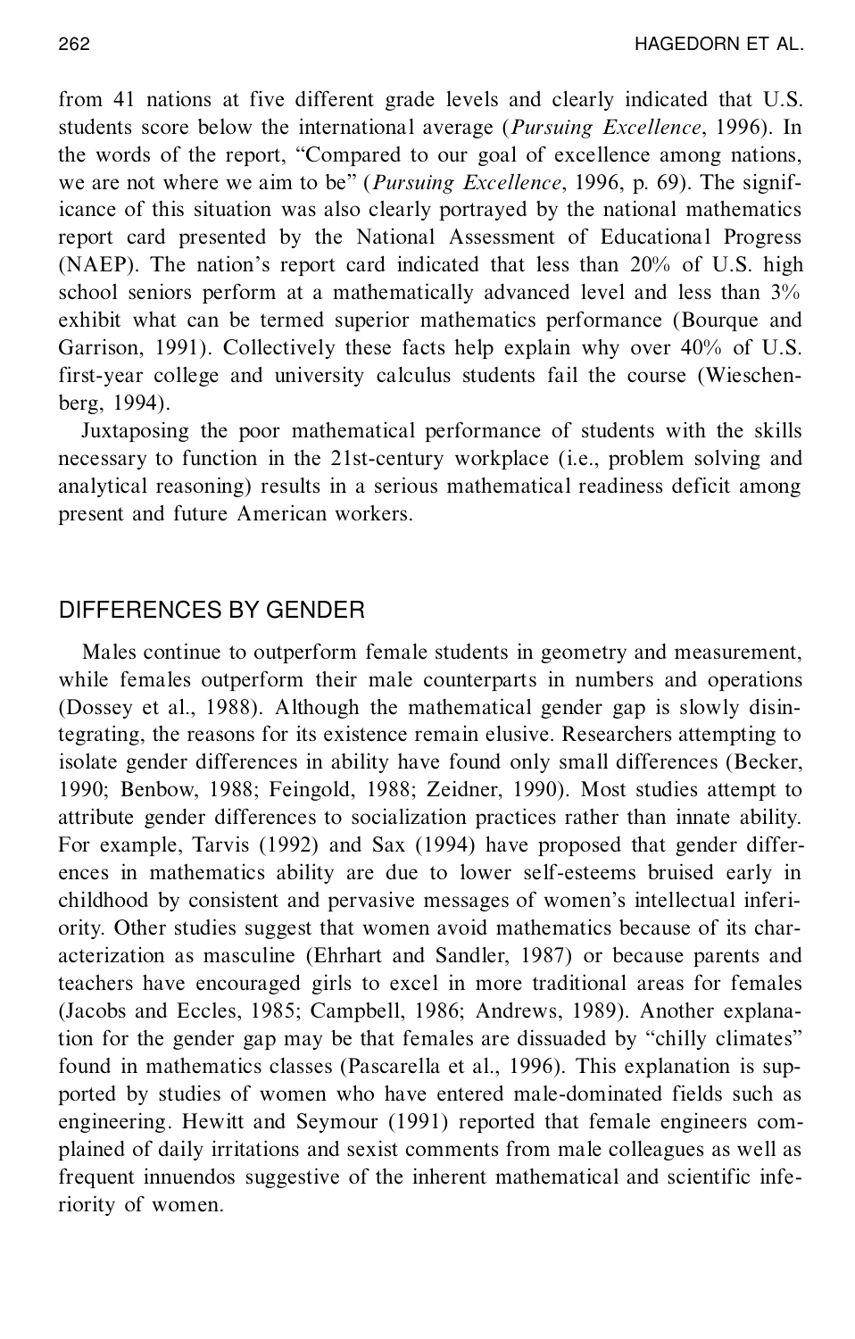from 41 nations at five different grade levels and clearly indicated that U.S. students score below the international average (*Pursuing Excellence*, 1996). In the words of the report, "Compared to our goal of excellence among nations, we are not where we aim to be" (*Pursuing Excellence*, 1996, p. 69). The significance of this situation was also clearly portrayed by the national mathematics report card presented by the National Assessment of Educational Progress (NAEP). The nation's report card indicated that less than 20% of U.S. high school seniors perform at a mathematically advanced level and less than 3% exhibit what can be termed superior mathematics performance (Bourque and Garrison, 1991). Collectively these facts help explain why over 40% of U.S. first-year college and university calculus students fail the course (Wieschenberg, 1994).

Juxtaposing the poor mathematical performance of students with the skills necessary to function in the 21st-century workplace (i.e., problem solving and analytical reasoning) results in a serious mathematical readiness deficit among present and future American workers.

## DIFFERENCES BY GENDER

Males continue to outperform female students in geometry and measurement, while females outperform their male counterparts in numbers and operations (Dossey et al., 1988). Although the mathematical gender gap is slowly disintegrating, the reasons for its existence remain elusive. Researchers attempting to isolate gender differences in ability have found only small differences (Becker, 1990; Benbow, 1988; Feingold, 1988; Zeidner, 1990). Most studies attempt to attribute gender differences to socialization practices rather than innate ability. For example, Tarvis (1992) and Sax (1994) have proposed that gender differences in mathematics ability are due to lower self-esteems bruised early in childhood by consistent and pervasive messages of women's intellectual inferiority. Other studies suggest that women avoid mathematics because of its characterization as masculine (Ehrhart and Sandler, 1987) or because parents and teachers have encouraged girls to excel in more traditional areas for females (Jacobs and Eccles, 1985; Campbell, 1986; Andrews, 1989). Another explanation for the gender gap may be that females are dissuaded by "chilly climates" found in mathematics classes (Pascarella et al., 1996). This explanation is supported by studies of women who have entered male-dominated fields such as engineering. Hewitt and Seymour (1991) reported that female engineers complained of daily irritations and sexist comments from male colleagues as well as frequent innuendos suggestive of the inherent mathematical and scientific inferiority of women.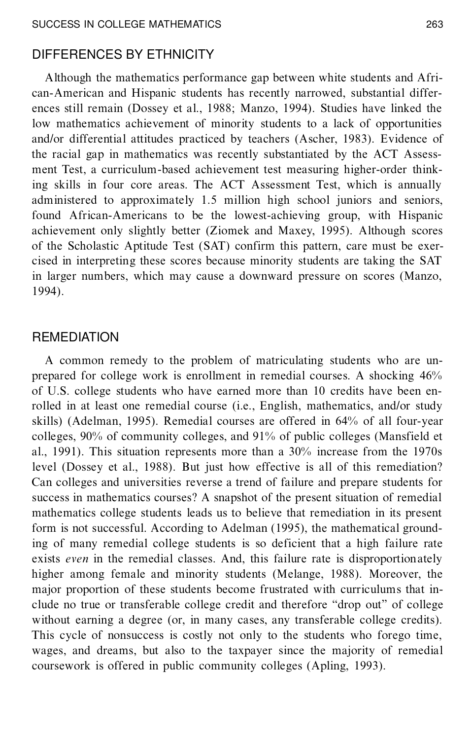## DIFFERENCES BY ETHNICITY

Although the mathematics performance gap between white students and African-American and Hispanic students has recently narrowed, substantial differences still remain (Dossey et al., 1988; Manzo, 1994). Studies have linked the low mathematics achievement of minority students to a lack of opportunities and/or differential attitudes practiced by teachers (Ascher, 1983). Evidence of the racial gap in mathematics was recently substantiated by the ACT Assessment Test, a curriculum-based achievement test measuring higher-order thinking skills in four core areas. The ACT Assessment Test, which is annually administered to approximately 1.5 million high school juniors and seniors, found African-Americans to be the lowest-achieving group, with Hispanic achievement only slightly better (Ziomek and Maxey, 1995). Although scores of the Scholastic Aptitude Test (SAT) confirm this pattern, care must be exercised in interpreting these scores because minority students are taking the SAT in larger numbers, which may cause a downward pressure on scores (Manzo, 1994).

## REMEDIATION

A common remedy to the problem of matriculating students who are unprepared for college work is enrollment in remedial courses. A shocking 46% of U.S. college students who have earned more than 10 credits have been enrolled in at least one remedial course (i.e., English, mathematics, and/or study skills) (Adelman, 1995). Remedial courses are offered in 64% of all four-year colleges, 90% of community colleges, and 91% of public colleges (Mansfield et al., 1991). This situation represents more than a 30% increase from the 1970s level (Dossey et al., 1988). But just how effective is all of this remediation? Can colleges and universities reverse a trend of failure and prepare students for success in mathematics courses? A snapshot of the present situation of remedial mathematics college students leads us to believe that remediation in its present form is not successful. According to Adelman (1995), the mathematical grounding of many remedial college students is so deficient that a high failure rate exists *even* in the remedial classes. And, this failure rate is disproportionately higher among female and minority students (Melange, 1988). Moreover, the major proportion of these students become frustrated with curriculums that include no true or transferable college credit and therefore "drop out" of college without earning a degree (or, in many cases, any transferable college credits). This cycle of nonsuccess is costly not only to the students who forego time, wages, and dreams, but also to the taxpayer since the majority of remedial coursework is offered in public community colleges (Apling, 1993).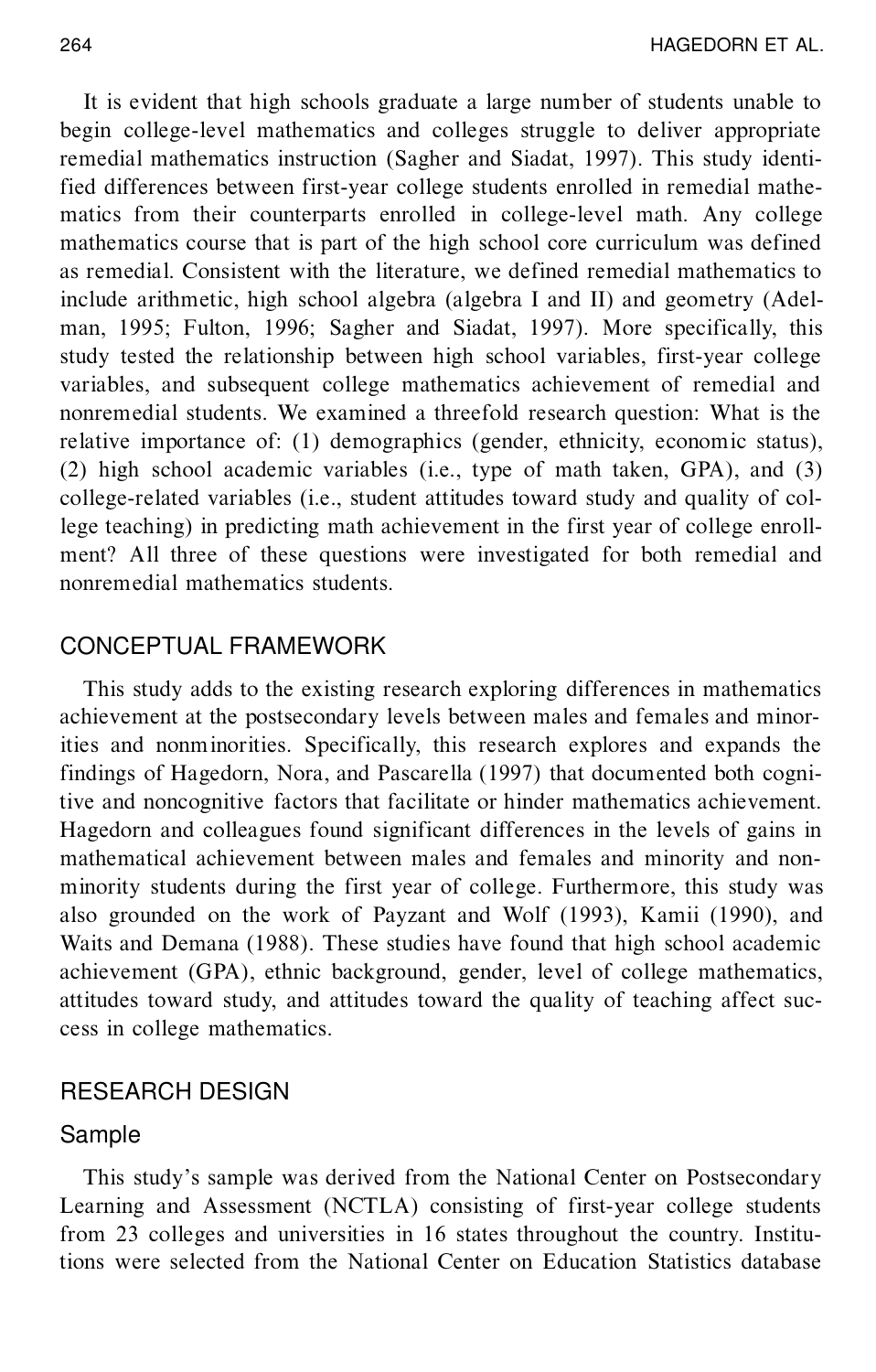It is evident that high schools graduate a large number of students unable to begin college-level mathematics and colleges struggle to deliver appropriate remedial mathematics instruction (Sagher and Siadat, 1997). This study identified differences between first-year college students enrolled in remedial mathematics from their counterparts enrolled in college-level math. Any college mathematics course that is part of the high school core curriculum was defined as remedial. Consistent with the literature, we defined remedial mathematics to include arithmetic, high school algebra (algebra I and II) and geometry (Adelman, 1995; Fulton, 1996; Sagher and Siadat, 1997). More specifically, this study tested the relationship between high school variables, first-year college variables, and subsequent college mathematics achievement of remedial and nonremedial students. We examined a threefold research question: What is the relative importance of: (1) demographics (gender, ethnicity, economic status), (2) high school academic variables (i.e., type of math taken, GPA), and (3) college-related variables (i.e., student attitudes toward study and quality of college teaching) in predicting math achievement in the first year of college enrollment? All three of these questions were investigated for both remedial and nonremedial mathematics students.

## CONCEPTUAL FRAMEWORK

This study adds to the existing research exploring differences in mathematics achievement at the postsecondary levels between males and females and minorities and nonminorities. Specifically, this research explores and expands the findings of Hagedorn, Nora, and Pascarella (1997) that documented both cognitive and noncognitive factors that facilitate or hinder mathematics achievement. Hagedorn and colleagues found significant differences in the levels of gains in mathematical achievement between males and females and minority and nonminority students during the first year of college. Furthermore, this study was also grounded on the work of Payzant and Wolf (1993), Kamii (1990), and Waits and Demana (1988). These studies have found that high school academic achievement (GPA), ethnic background, gender, level of college mathematics, attitudes toward study, and attitudes toward the quality of teaching affect success in college mathematics.

## RESEARCH DESIGN

### Sample

This study's sample was derived from the National Center on Postsecondary Learning and Assessment (NCTLA) consisting of first-year college students from 23 colleges and universities in 16 states throughout the country. Institutions were selected from the National Center on Education Statistics database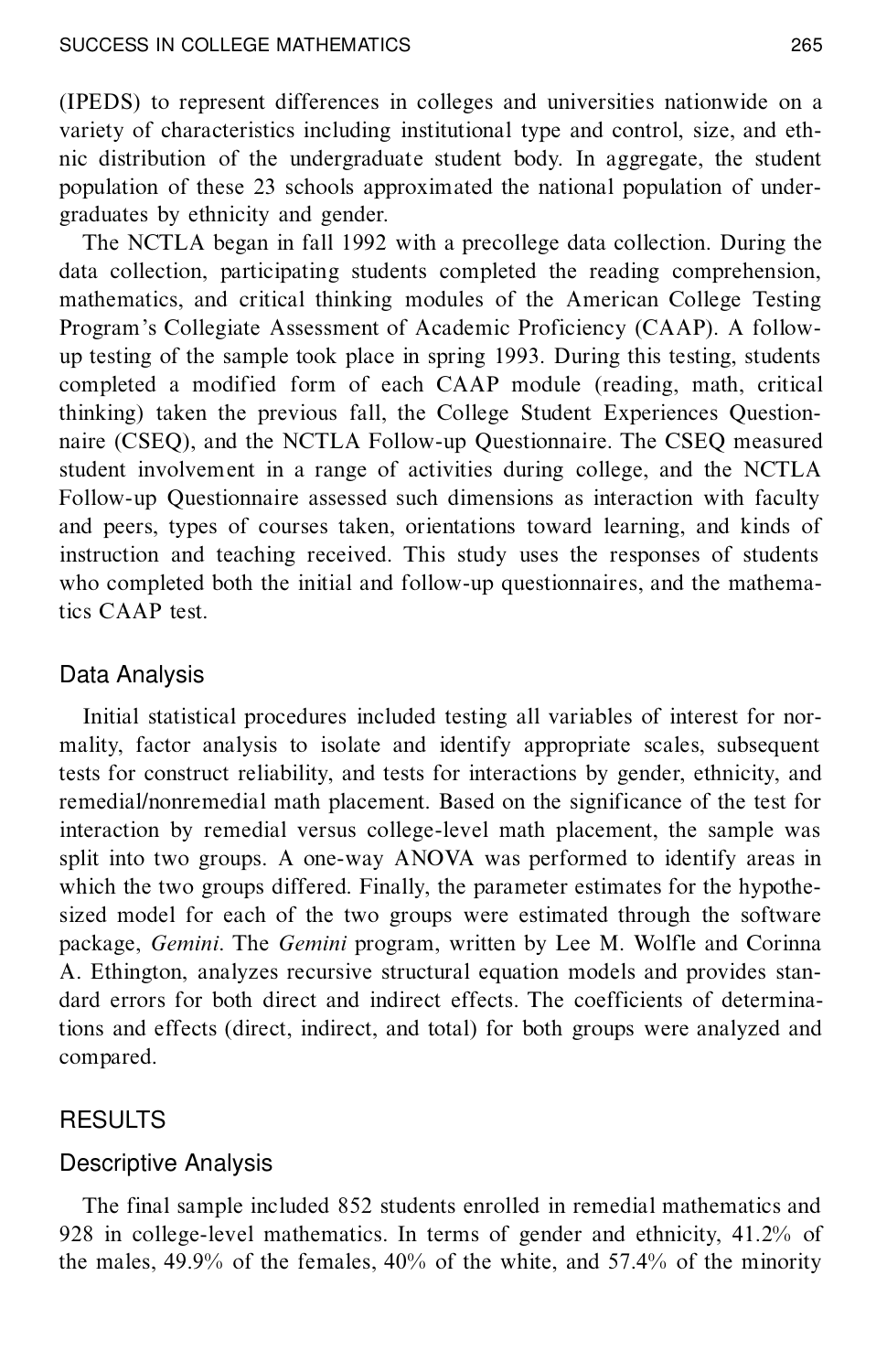(IPEDS) to represent differences in colleges and universities nationwide on a variety of characteristics including institutional type and control, size, and ethnic distribution of the undergraduate student body. In aggregate, the student population of these 23 schools approximated the national population of undergraduates by ethnicity and gender.

The NCTLA began in fall 1992 with a precollege data collection. During the data collection, participating students completed the reading comprehension, mathematics, and critical thinking modules of the American College Testing Program's Collegiate Assessment of Academic Proficiency (CAAP). A follow-up testing of the sample took place in spring 1993. During this testing, students completed a modified form of each CAAP module (reading, math, critical thinking) taken the previous fall, the College Student Experiences Questionnaire (CSEQ), and the NCTLA Follow-up Questionnaire. The CSEQ measured student involvement in a range of activities during college, and the NCTLA Follow-up Questionnaire assessed such dimensions as interaction with faculty and peers, types of courses taken, orientations toward learning, and kinds of instruction and teaching received. This study uses the responses of students who completed both the initial and follow-up questionnaires, and the mathematics CAAP test.

### Data Analysis

Initial statistical procedures included testing all variables of interest for normality, factor analysis to isolate and identify appropriate scales, subsequent tests for construct reliability, and tests for interactions by gender, ethnicity, and remedial/nonremedial math placement. Based on the significance of the test for interaction by remedial versus college-level math placement, the sample was split into two groups. A one-way ANOVA was performed to identify areas in which the two groups differed. Finally, the parameter estimates for the hypothesized model for each of the two groups were estimated through the software package, *Gemini*. The *Gemini* program, written by Lee M. Wolfle and Corinna A. Ethington, analyzes recursive structural equation models and provides standard errors for both direct and indirect effects. The coefficients of determinations and effects (direct, indirect, and total) for both groups were analyzed and compared.

## RESULTS

### Descriptive Analysis

The final sample included 852 students enrolled in remedial mathematics and 928 in college-level mathematics. In terms of gender and ethnicity, 41.2% of the males, 49.9% of the females, 40% of the white, and 57.4% of the minority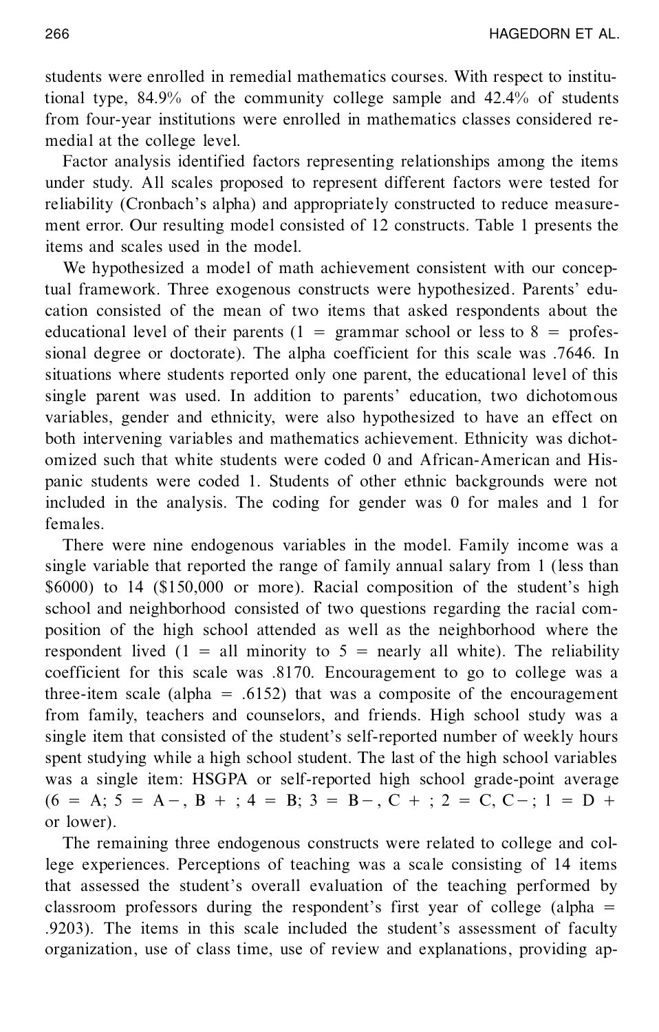students were enrolled in remedial mathematics courses. With respect to institutional type, 84.9% of the community college sample and 42.4% of students from four-year institutions were enrolled in mathematics classes considered remedial at the college level.

Factor analysis identified factors representing relationships among the items under study. All scales proposed to represent different factors were tested for reliability (Cronbach's alpha) and appropriately constructed to reduce measurement error. Our resulting model consisted of 12 constructs. Table 1 presents the items and scales used in the model.

We hypothesized a model of math achievement consistent with our conceptual framework. Three exogenous constructs were hypothesized. Parents' education consisted of the mean of two items that asked respondents about the educational level of their parents (1 = grammar school or less to 8 = professional degree or doctorate). The alpha coefficient for this scale was .7646. In situations where students reported only one parent, the educational level of this single parent was used. In addition to parents' education, two dichotomous variables, gender and ethnicity, were also hypothesized to have an effect on both intervening variables and mathematics achievement. Ethnicity was dichotomized such that white students were coded 0 and African-American and Hispanic students were coded 1. Students of other ethnic backgrounds were not included in the analysis. The coding for gender was 0 for males and 1 for females.

There were nine endogenous variables in the model. Family income was a single variable that reported the range of family annual salary from 1 (less than $6000) to 14 ($150,000 or more). Racial composition of the student's high school and neighborhood consisted of two questions regarding the racial composition of the high school attended as well as the neighborhood where the respondent lived (1 = all minority to 5 = nearly all white). The reliability coefficient for this scale was .8170. Encouragement to go to college was a three-item scale (alpha = .6152) that was a composite of the encouragement from family, teachers and counselors, and friends. High school study was a single item that consisted of the student's self-reported number of weekly hours spent studying while a high school student. The last of the high school variables was a single item: HSGPA or self-reported high school grade-point average (6 = A; 5 = A−, B+; 4 = B; 3 = B−, C+; 2 = C, C−; 1 = D+ or lower).

The remaining three endogenous constructs were related to college and college experiences. Perceptions of teaching was a scale consisting of 14 items that assessed the student's overall evaluation of the teaching performed by classroom professors during the respondent's first year of college (alpha = .9203). The items in this scale included the student's assessment of faculty organization, use of class time, use of review and explanations, providing ap-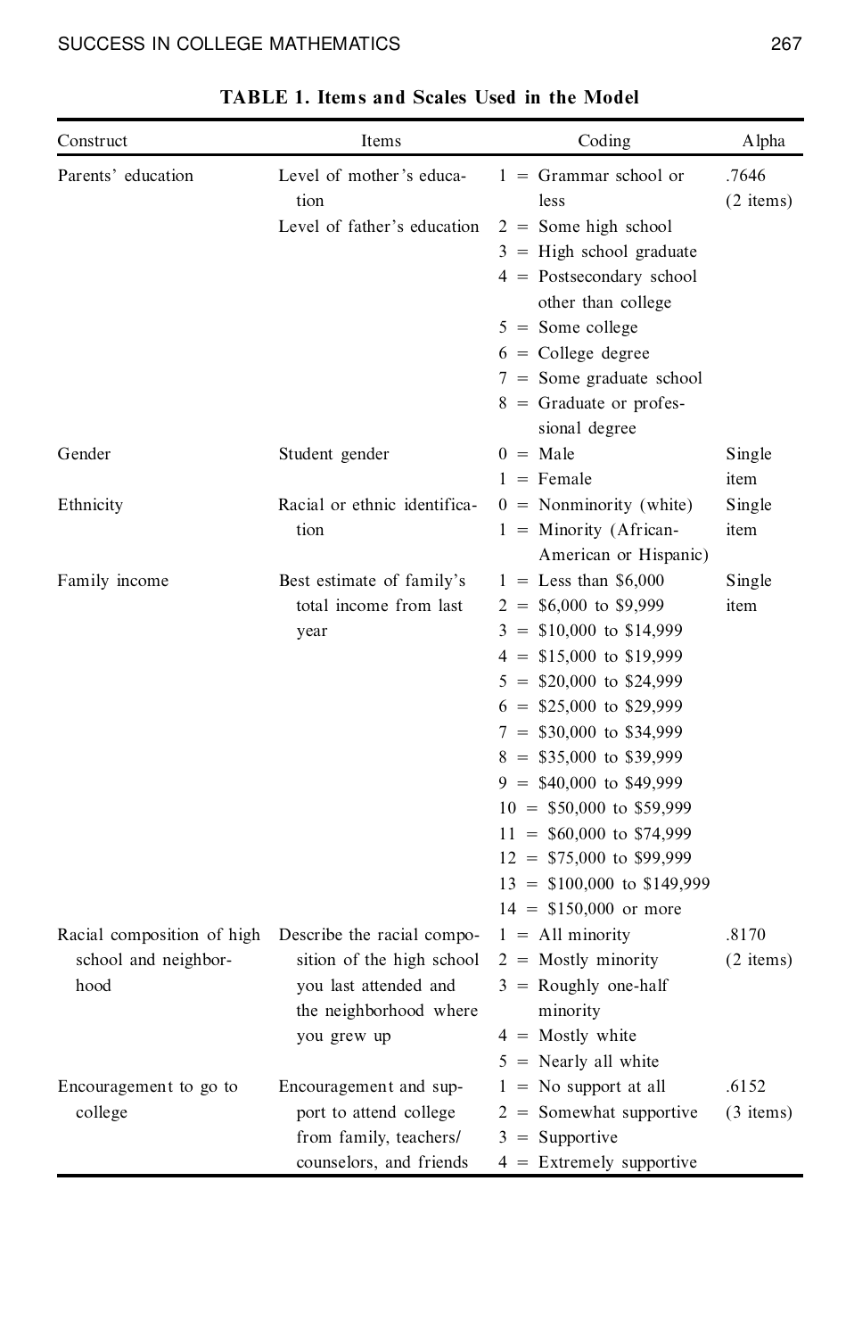**TABLE 1. Items and Scales Used in the Model**

| Construct | Items | Coding | Alpha |
|---|---|---|---|
| Parents' education | Level of mother's education<br>Level of father's education | 1 = Grammar school or less<br>2 = Some high school<br>3 = High school graduate<br>4 = Postsecondary school other than college<br>5 = Some college<br>6 = College degree<br>7 = Some graduate school<br>8 = Graduate or professional degree | .7646 (2 items) |
| Gender | Student gender | 0 = Male<br>1 = Female | Single item |
| Ethnicity | Racial or ethnic identification | 0 = Nonminority (white)<br>1 = Minority (African-American or Hispanic) | Single item |
| Family income | Best estimate of family's total income from last year | 1 = Less than $6,000<br>2 = $6,000 to $9,999<br>3 = $10,000 to $14,999<br>4 = $15,000 to $19,999<br>5 = $20,000 to $24,999<br>6 = $25,000 to $29,999<br>7 = $30,000 to $34,999<br>8 = $35,000 to $39,999<br>9 = $40,000 to $49,999<br>10 = $50,000 to $59,999<br>11 = $60,000 to $74,999<br>12 = $75,000 to $99,999<br>13 = $100,000 to $149,999<br>14 = $150,000 or more | Single item |
| Racial composition of high school and neighborhood | Describe the racial composition of the high school you last attended and the neighborhood where you grew up | 1 = All minority<br>2 = Mostly minority<br>3 = Roughly one-half minority<br>4 = Mostly white<br>5 = Nearly all white | .8170 (2 items) |
| Encouragement to go to college | Encouragement and support to attend college from family, teachers/counselors, and friends | 1 = No support at all<br>2 = Somewhat supportive<br>3 = Supportive<br>4 = Extremely supportive | .6152 (3 items) |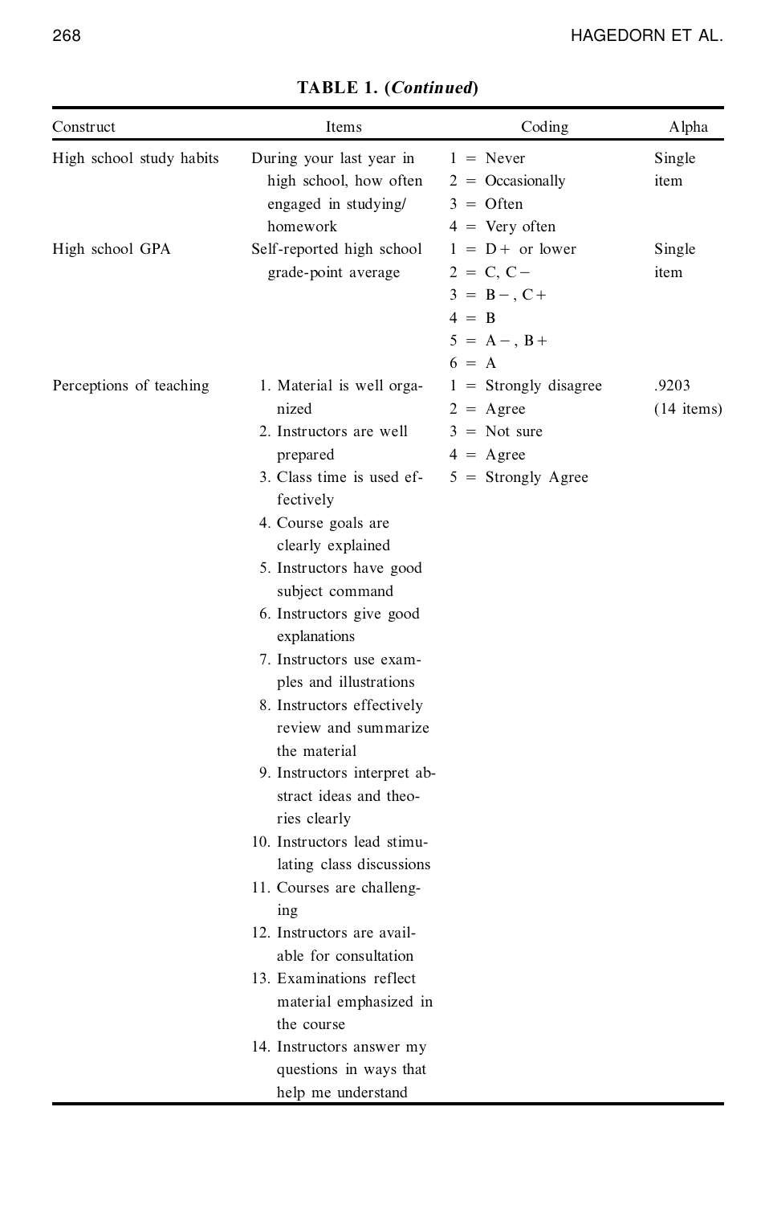**TABLE 1. (*Continued*)**

| Construct | Items | Coding | Alpha |
|---|---|---|---|
| High school study habits | During your last year in high school, how often engaged in studying/homework | 1 = Never<br>2 = Occasionally<br>3 = Often<br>4 = Very often | Single item |
| High school GPA | Self-reported high school grade-point average | 1 = D+ or lower<br>2 = C, C−<br>3 = B−, C+<br>4 = B<br>5 = A−, B+<br>6 = A | Single item |
| Perceptions of teaching | 1. Material is well organized<br>2. Instructors are well prepared<br>3. Class time is used effectively<br>4. Course goals are clearly explained<br>5. Instructors have good subject command<br>6. Instructors give good explanations<br>7. Instructors use examples and illustrations<br>8. Instructors effectively review and summarize the material<br>9. Instructors interpret abstract ideas and theories clearly<br>10. Instructors lead stimulating class discussions<br>11. Courses are challenging<br>12. Instructors are available for consultation<br>13. Examinations reflect material emphasized in the course<br>14. Instructors answer my questions in ways that help me understand | 1 = Strongly disagree<br>2 = Agree<br>3 = Not sure<br>4 = Agree<br>5 = Strongly Agree | .9203 (14 items) |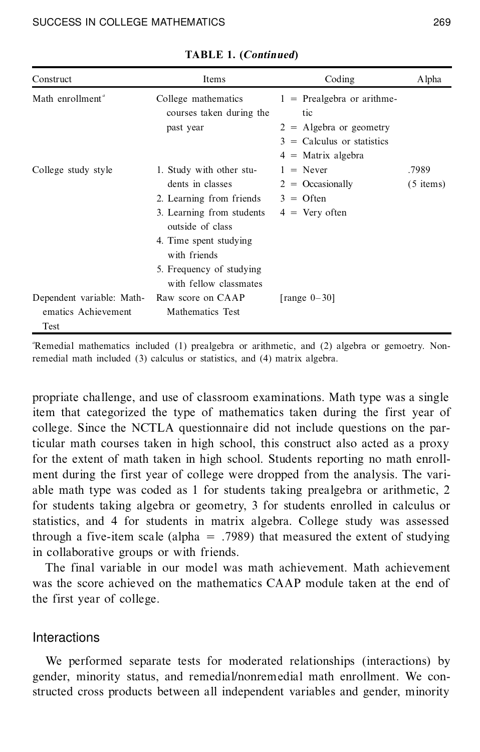**TABLE 1. (*Continued*)**

| Construct | Items | Coding | Alpha |
|---|---|---|---|
| Math enrollment[a] | College mathematics courses taken during the past year | 1 = Prealgebra or arithmetic<br>2 = Algebra or geometry<br>3 = Calculus or statistics<br>4 = Matrix algebra | |
| College study style | 1. Study with other students in classes<br>2. Learning from friends<br>3. Learning from students outside of class<br>4. Time spent studying with friends<br>5. Frequency of studying with fellow classmates | 1 = Never<br>2 = Occasionally<br>3 = Often<br>4 = Very often | .7989 (5 items) |
| Dependent variable: Mathematics Achievement Test | Raw score on CAAP Mathematics Test | [range 0–30] | |

[a]Remedial mathematics included (1) prealgebra or arithmetic, and (2) algebra or gemoetry. Nonremedial math included (3) calculus or statistics, and (4) matrix algebra.

propriate challenge, and use of classroom examinations. Math type was a single item that categorized the type of mathematics taken during the first year of college. Since the NCTLA questionnaire did not include questions on the particular math courses taken in high school, this construct also acted as a proxy for the extent of math taken in high school. Students reporting no math enrollment during the first year of college were dropped from the analysis. The variable math type was coded as 1 for students taking prealgebra or arithmetic, 2 for students taking algebra or geometry, 3 for students enrolled in calculus or statistics, and 4 for students in matrix algebra. College study was assessed through a five-item scale (alpha = .7989) that measured the extent of studying in collaborative groups or with friends.

The final variable in our model was math achievement. Math achievement was the score achieved on the mathematics CAAP module taken at the end of the first year of college.

## Interactions

We performed separate tests for moderated relationships (interactions) by gender, minority status, and remedial/nonremedial math enrollment. We constructed cross products between all independent variables and gender, minority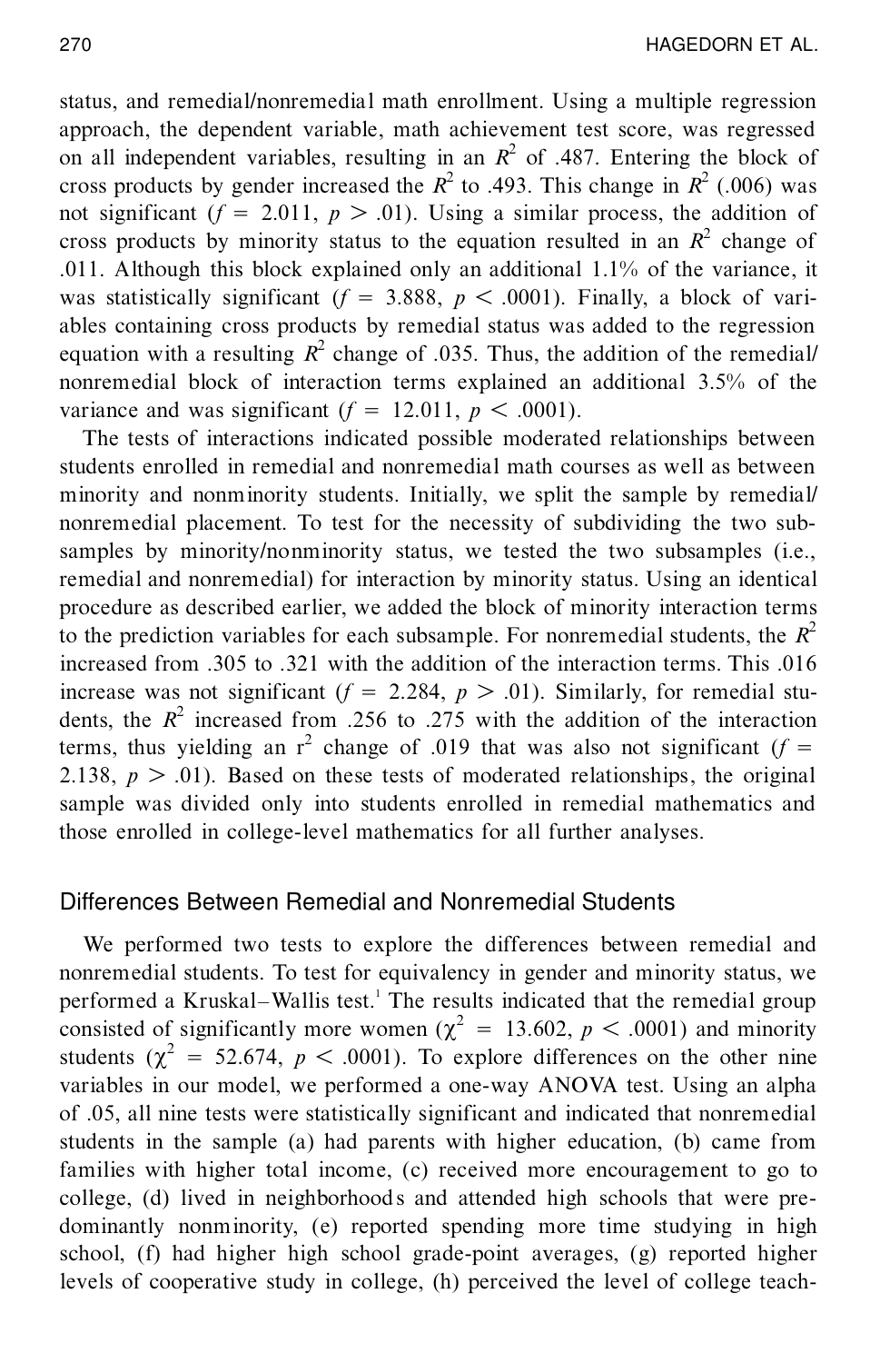status, and remedial/nonremedial math enrollment. Using a multiple regression approach, the dependent variable, math achievement test score, was regressed on all independent variables, resulting in an $R^2$ of .487. Entering the block of cross products by gender increased the $R^2$ to .493. This change in $R^2$ (.006) was not significant ($f = 2.011$, $p > .01$). Using a similar process, the addition of cross products by minority status to the equation resulted in an $R^2$ change of .011. Although this block explained only an additional 1.1% of the variance, it was statistically significant ($f = 3.888$, $p < .0001$). Finally, a block of variables containing cross products by remedial status was added to the regression equation with a resulting $R^2$ change of .035. Thus, the addition of the remedial/nonremedial block of interaction terms explained an additional 3.5% of the variance and was significant ($f = 12.011$, $p < .0001$).

The tests of interactions indicated possible moderated relationships between students enrolled in remedial and nonremedial math courses as well as between minority and nonminority students. Initially, we split the sample by remedial/nonremedial placement. To test for the necessity of subdividing the two subsamples by minority/nonminority status, we tested the two subsamples (i.e., remedial and nonremedial) for interaction by minority status. Using an identical procedure as described earlier, we added the block of minority interaction terms to the prediction variables for each subsample. For nonremedial students, the $R^2$ increased from .305 to .321 with the addition of the interaction terms. This .016 increase was not significant ($f = 2.284$, $p > .01$). Similarly, for remedial students, the $R^2$ increased from .256 to .275 with the addition of the interaction terms, thus yielding an $r^2$ change of .019 that was also not significant ($f = 2.138$, $p > .01$). Based on these tests of moderated relationships, the original sample was divided only into students enrolled in remedial mathematics and those enrolled in college-level mathematics for all further analyses.

## Differences Between Remedial and Nonremedial Students

We performed two tests to explore the differences between remedial and nonremedial students. To test for equivalency in gender and minority status, we performed a Kruskal–Wallis test.[1] The results indicated that the remedial group consisted of significantly more women ($\chi^2 = 13.602$, $p < .0001$) and minority students ($\chi^2 = 52.674$, $p < .0001$). To explore differences on the other nine variables in our model, we performed a one-way ANOVA test. Using an alpha of .05, all nine tests were statistically significant and indicated that nonremedial students in the sample (a) had parents with higher education, (b) came from families with higher total income, (c) received more encouragement to go to college, (d) lived in neighborhoods and attended high schools that were predominantly nonminority, (e) reported spending more time studying in high school, (f) had higher high school grade-point averages, (g) reported higher levels of cooperative study in college, (h) perceived the level of college teach-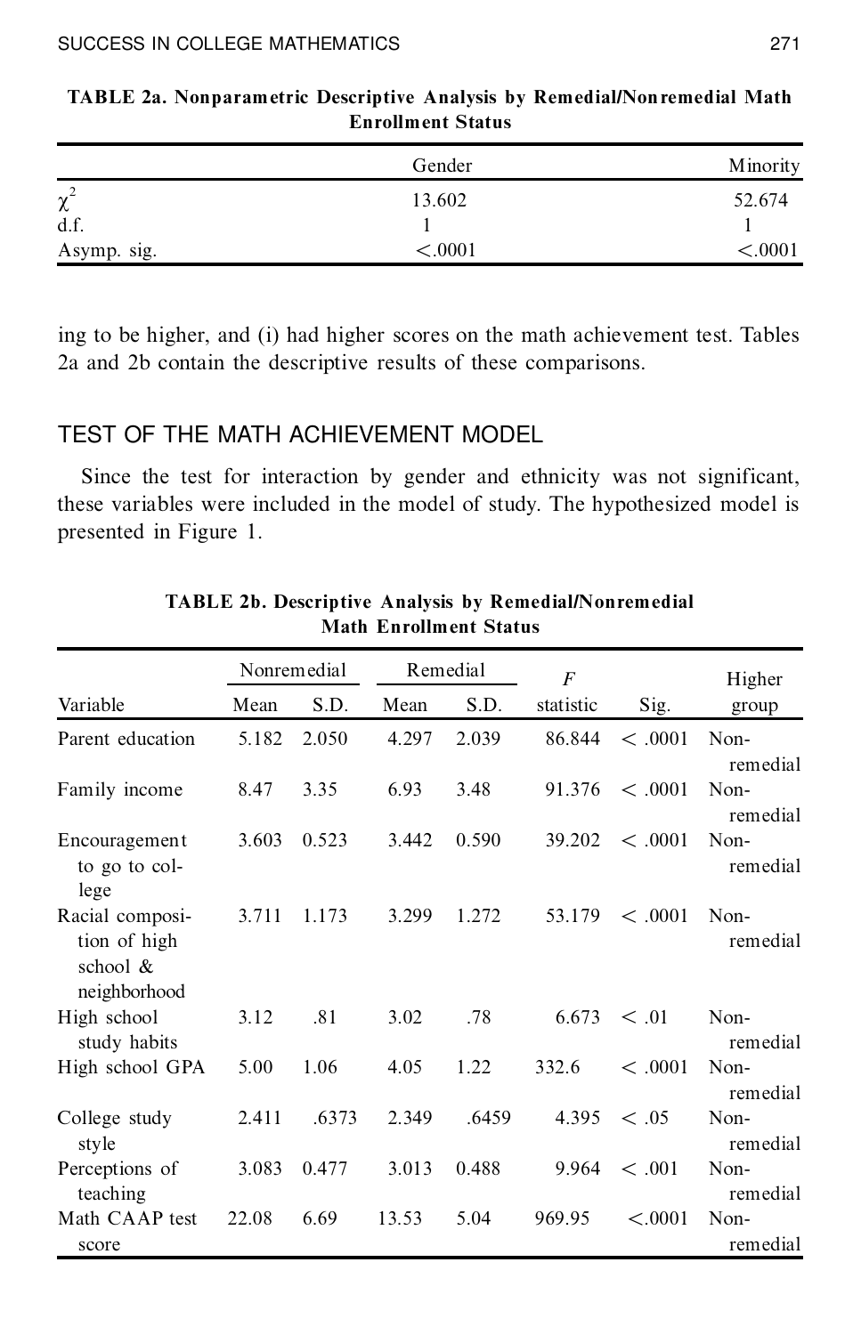**TABLE 2a. Nonparametric Descriptive Analysis by Remedial/Nonremedial Math Enrollment Status**

| | Gender | Minority |
|---|---|---|
| $\chi^2$ | 13.602 | 52.674 |
| d.f. | 1 | 1 |
| Asymp. sig. | <.0001 | <.0001 |

ing to be higher, and (i) had higher scores on the math achievement test. Tables 2a and 2b contain the descriptive results of these comparisons.

## TEST OF THE MATH ACHIEVEMENT MODEL

Since the test for interaction by gender and ethnicity was not significant, these variables were included in the model of study. The hypothesized model is presented in Figure 1.

**TABLE 2b. Descriptive Analysis by Remedial/Nonremedial Math Enrollment Status**

| | Nonremedial | | Remedial | | | | |
|---|---|---|---|---|---|---|---|
| Variable | Mean | S.D. | Mean | S.D. | *F* statistic | Sig. | Higher group |
| Parent education | 5.182 | 2.050 | 4.297 | 2.039 | 86.844 | < .0001 | Non-remedial |
| Family income | 8.47 | 3.35 | 6.93 | 3.48 | 91.376 | < .0001 | Non-remedial |
| Encouragement to go to college | 3.603 | 0.523 | 3.442 | 0.590 | 39.202 | < .0001 | Non-remedial |
| Racial composition of high school & neighborhood | 3.711 | 1.173 | 3.299 | 1.272 | 53.179 | < .0001 | Non-remedial |
| High school study habits | 3.12 | .81 | 3.02 | .78 | 6.673 | < .01 | Non-remedial |
| High school GPA | 5.00 | 1.06 | 4.05 | 1.22 | 332.6 | < .0001 | Non-remedial |
| College study style | 2.411 | .6373 | 2.349 | .6459 | 4.395 | < .05 | Non-remedial |
| Perceptions of teaching | 3.083 | 0.477 | 3.013 | 0.488 | 9.964 | < .001 | Non-remedial |
| Math CAAP test score | 22.08 | 6.69 | 13.53 | 5.04 | 969.95 | <.0001 | Non-remedial |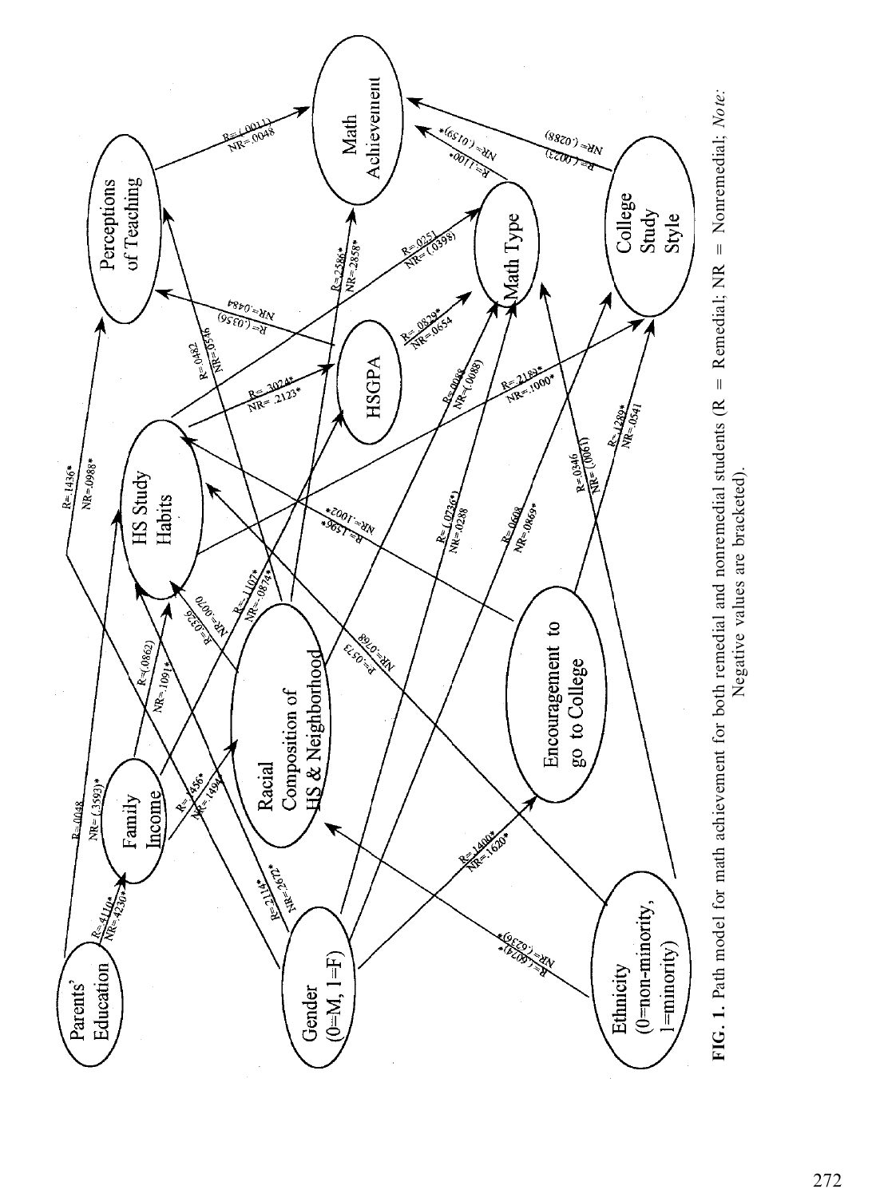**FIG. 1.** Path model for math achievement for both remedial and nonremedial students (R = Remedial; NR = Nonremedial; *Note:* Negative values are bracketed).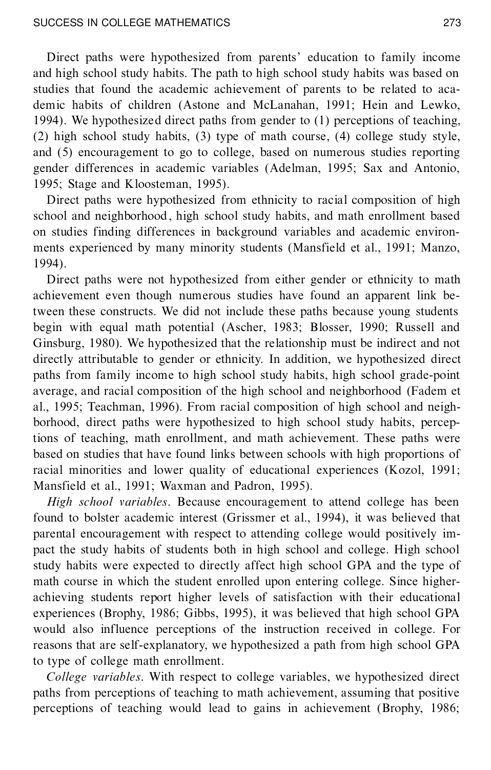Direct paths were hypothesized from parents' education to family income and high school study habits. The path to high school study habits was based on studies that found the academic achievement of parents to be related to academic habits of children (Astone and McLanahan, 1991; Hein and Lewko, 1994). We hypothesized direct paths from gender to (1) perceptions of teaching, (2) high school study habits, (3) type of math course, (4) college study style, and (5) encouragement to go to college, based on numerous studies reporting gender differences in academic variables (Adelman, 1995; Sax and Antonio, 1995; Stage and Kloosteman, 1995).

Direct paths were hypothesized from ethnicity to racial composition of high school and neighborhood, high school study habits, and math enrollment based on studies finding differences in background variables and academic environments experienced by many minority students (Mansfield et al., 1991; Manzo, 1994).

Direct paths were not hypothesized from either gender or ethnicity to math achievement even though numerous studies have found an apparent link between these constructs. We did not include these paths because young students begin with equal math potential (Ascher, 1983; Blosser, 1990; Russell and Ginsburg, 1980). We hypothesized that the relationship must be indirect and not directly attributable to gender or ethnicity. In addition, we hypothesized direct paths from family income to high school study habits, high school grade-point average, and racial composition of the high school and neighborhood (Fadem et al., 1995; Teachman, 1996). From racial composition of high school and neighborhood, direct paths were hypothesized to high school study habits, perceptions of teaching, math enrollment, and math achievement. These paths were based on studies that have found links between schools with high proportions of racial minorities and lower quality of educational experiences (Kozol, 1991; Mansfield et al., 1991; Waxman and Padron, 1995).

*High school variables*. Because encouragement to attend college has been found to bolster academic interest (Grissmer et al., 1994), it was believed that parental encouragement with respect to attending college would positively impact the study habits of students both in high school and college. High school study habits were expected to directly affect high school GPA and the type of math course in which the student enrolled upon entering college. Since higher-achieving students report higher levels of satisfaction with their educational experiences (Brophy, 1986; Gibbs, 1995), it was believed that high school GPA would also influence perceptions of the instruction received in college. For reasons that are self-explanatory, we hypothesized a path from high school GPA to type of college math enrollment.

*College variables*. With respect to college variables, we hypothesized direct paths from perceptions of teaching to math achievement, assuming that positive perceptions of teaching would lead to gains in achievement (Brophy, 1986;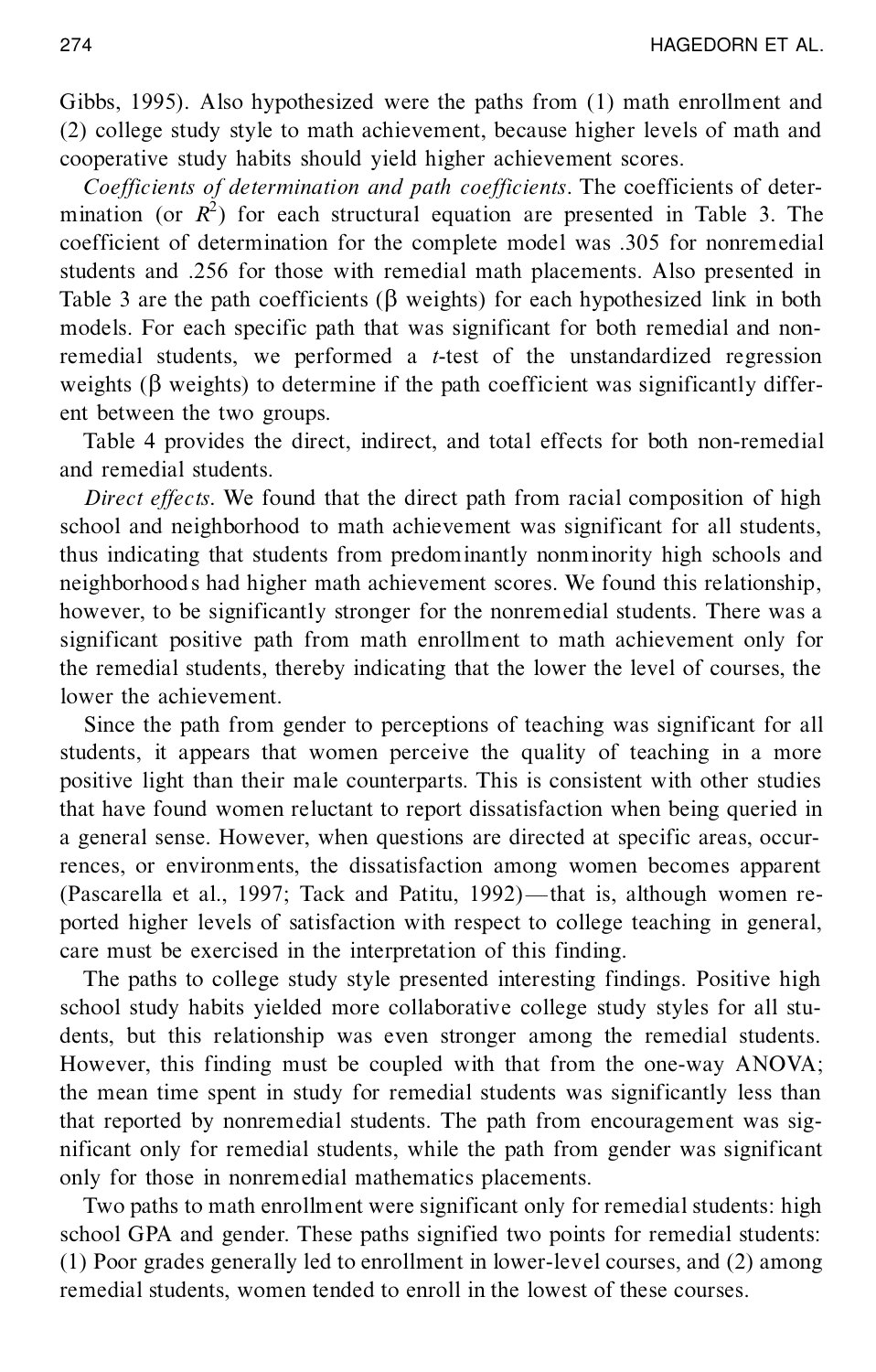Gibbs, 1995). Also hypothesized were the paths from (1) math enrollment and (2) college study style to math achievement, because higher levels of math and cooperative study habits should yield higher achievement scores.

*Coefficients of determination and path coefficients*. The coefficients of determination (or $R^2$) for each structural equation are presented in Table 3. The coefficient of determination for the complete model was .305 for nonremedial students and .256 for those with remedial math placements. Also presented in Table 3 are the path coefficients ($\beta$ weights) for each hypothesized link in both models. For each specific path that was significant for both remedial and nonremedial students, we performed a *t*-test of the unstandardized regression weights ($\beta$ weights) to determine if the path coefficient was significantly different between the two groups.

Table 4 provides the direct, indirect, and total effects for both non-remedial and remedial students.

*Direct effects*. We found that the direct path from racial composition of high school and neighborhood to math achievement was significant for all students, thus indicating that students from predominantly nonminority high schools and neighborhoods had higher math achievement scores. We found this relationship, however, to be significantly stronger for the nonremedial students. There was a significant positive path from math enrollment to math achievement only for the remedial students, thereby indicating that the lower the level of courses, the lower the achievement.

Since the path from gender to perceptions of teaching was significant for all students, it appears that women perceive the quality of teaching in a more positive light than their male counterparts. This is consistent with other studies that have found women reluctant to report dissatisfaction when being queried in a general sense. However, when questions are directed at specific areas, occurrences, or environments, the dissatisfaction among women becomes apparent (Pascarella et al., 1997; Tack and Patitu, 1992)—that is, although women reported higher levels of satisfaction with respect to college teaching in general, care must be exercised in the interpretation of this finding.

The paths to college study style presented interesting findings. Positive high school study habits yielded more collaborative college study styles for all students, but this relationship was even stronger among the remedial students. However, this finding must be coupled with that from the one-way ANOVA; the mean time spent in study for remedial students was significantly less than that reported by nonremedial students. The path from encouragement was significant only for remedial students, while the path from gender was significant only for those in nonremedial mathematics placements.

Two paths to math enrollment were significant only for remedial students: high school GPA and gender. These paths signified two points for remedial students: (1) Poor grades generally led to enrollment in lower-level courses, and (2) among remedial students, women tended to enroll in the lowest of these courses.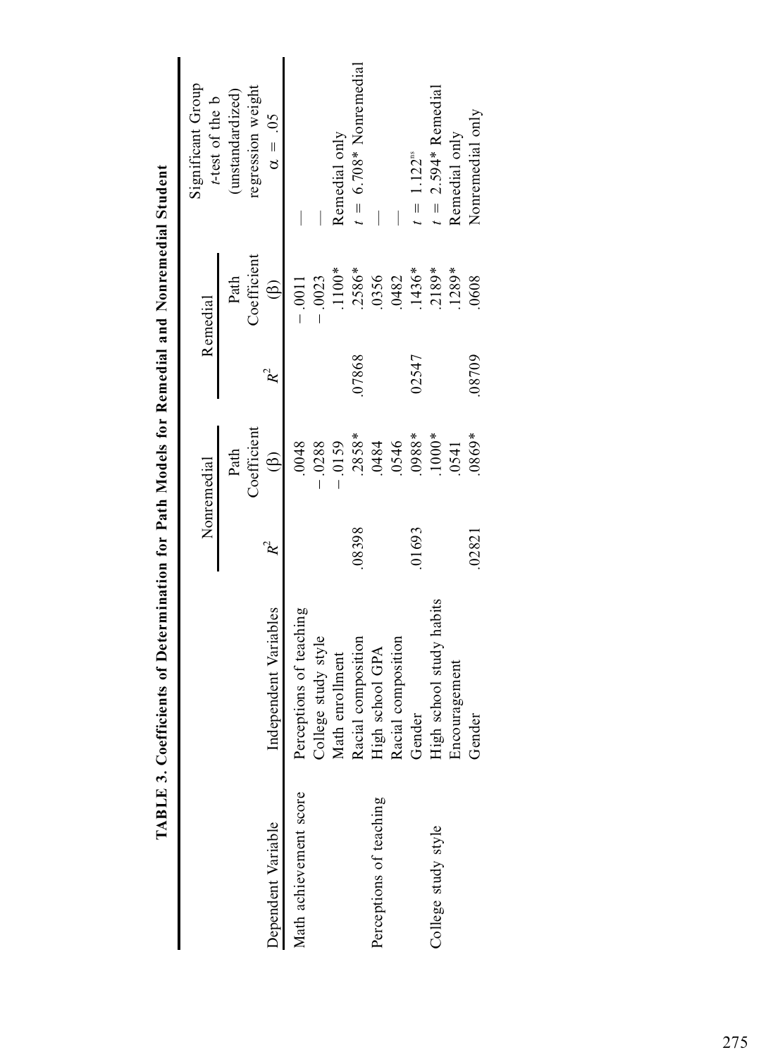**TABLE 3. Coefficients of Determination for Path Models for Remedial and Nonremedial Student**

| Dependent Variable | Independent Variables | Nonremedial $R^2$ | Nonremedial Path Coefficient (β) | Remedial $R^2$ | Remedial Path Coefficient (β) | Significant Group $t$-test of the b (unstandardized) regression weight $\alpha = .05$ |
|---|---|---|---|---|---|---|
| Math achievement score | Perceptions of teaching | | .0048 | | −.0011 | — |
| | College study style | | −.0288 | | −.0023 | — |
| | Math enrollment | | −.0159 | | .1100* | Remedial only |
| | Racial composition | .08398 | .2858* | .07868 | .2586* | $t = 6.708$* Nonremedial |
| Perceptions of teaching | High school GPA | | .0484 | | .0356 | — |
| | Racial composition | | .0546 | | .0482 | — |
| | Gender | .01693 | .0988* | .02547 | .1436* | $t = 1.122^{ns}$ |
| College study style | High school study habits | | .1000* | | .2189* | $t = 2.594$* Remedial |
| | Encouragement | | .0541 | | .1289* | Remedial only |
| | Gender | .02821 | .0869* | .08709 | .0608 | Nonremedial only |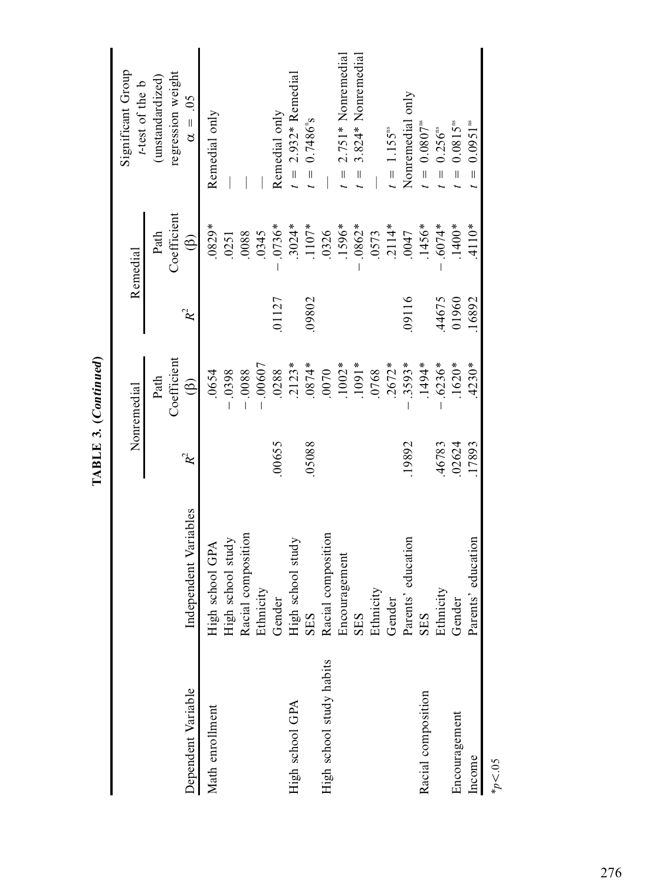**TABLE 3. (*Continued*)**

| Dependent Variable | Independent Variables | Nonremedial $R^2$ | Nonremedial Path Coefficient (β) | Remedial $R^2$ | Remedial Path Coefficient (β) | Significant Group *t*-test of the b (unstandardized) regression weight α = .05 |
|---|---|---|---|---|---|---|
| Math enrollment | High school GPA | | .0654 | | .0829* | Remedial only |
| | High school study | | −.0398 | | .0251 | — |
| | Racial composition | | −.0088 | | .0088 | — |
| | Ethnicity | | −.00607 | | .0345 | — |
| | Gender | .00655 | .0288 | .01127 | −.0736* | Remedial only |
| High school GPA | High school study | | .2123* | | .3024* | $t$ = 2.932* Remedial |
| | SES | .05088 | .0874* | .09802 | .1107* | $t$ = 0.7486 ns |
| High school study habits | Racial composition | | .0070 | | .0326 | — |
| | Encouragement | | .1002* | | .1596* | $t$ = 2.751* Nonremedial |
| | SES | | .1091* | | −.0862* | $t$ = 3.824* Nonremedial |
| | Ethnicity | | .0768 | | .0573 | — |
| | Gender | | .2672* | | .2114* | $t$ = 1.155 ns |
| | Parents' education | .19892 | −.3593* | .09116 | .0047 | Nonremedial only |
| Racial composition | SES | | .1494* | | .1456* | $t$ = 0.0807 ns |
| | Ethnicity | .46783 | −.6236* | .44675 | −.6074* | $t$ = 0.256 ns |
| Encouragement | Gender | .02624 | .1620* | .01960 | .1400* | $t$ = 0.0815 ns |
| Income | Parents' education | .17893 | .4230* | .16892 | .4110* | $t$ = 0.0951 ns |

*$p$<.05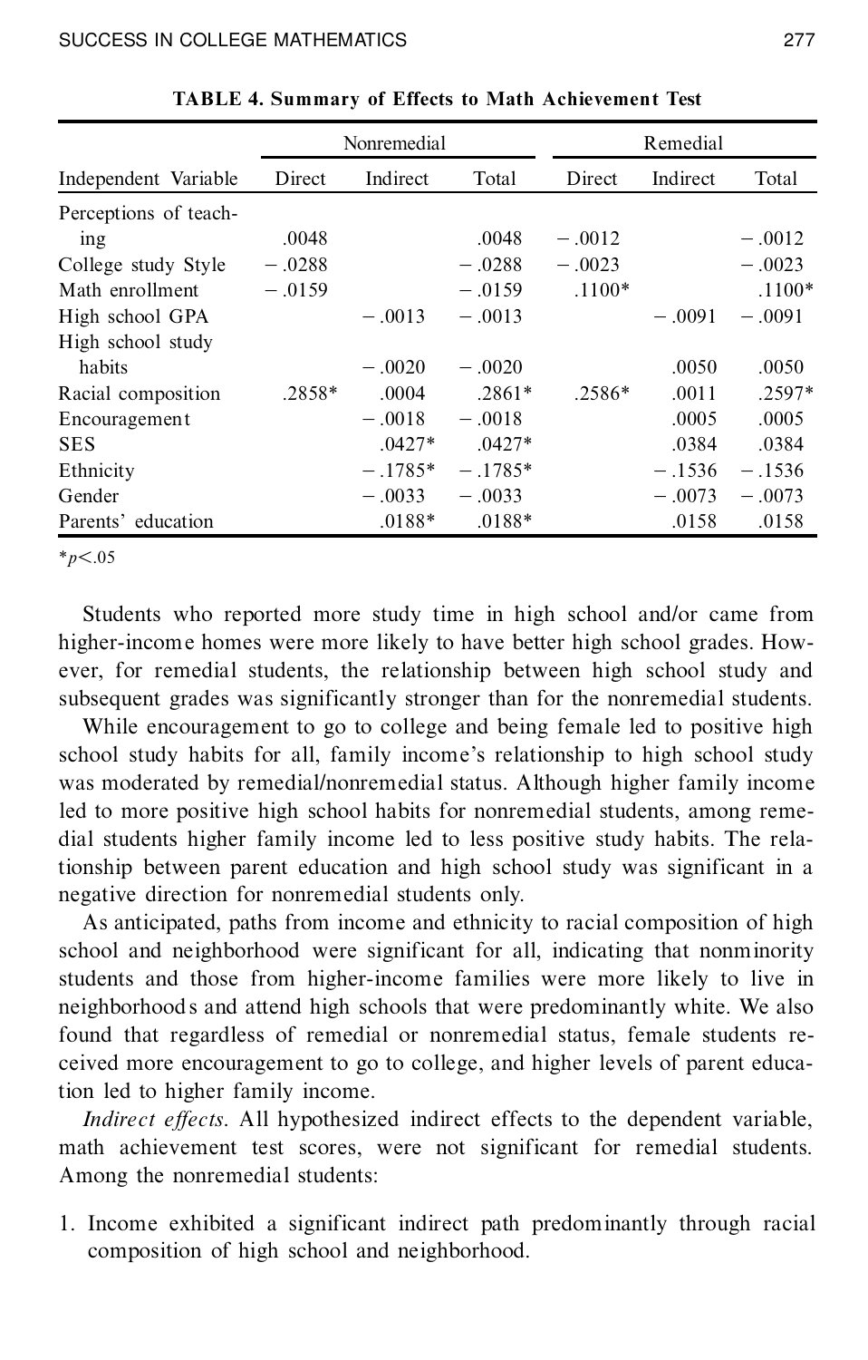**TABLE 4. Summary of Effects to Math Achievement Test**

| | Nonremedial | | | Remedial | | |
|---|---|---|---|---|---|---|
| Independent Variable | Direct | Indirect | Total | Direct | Indirect | Total |
| Perceptions of teaching | .0048 | | .0048 | −.0012 | | −.0012 |
| College study Style | −.0288 | | −.0288 | −.0023 | | −.0023 |
| Math enrollment | −.0159 | | −.0159 | .1100* | | .1100* |
| High school GPA | | −.0013 | −.0013 | | −.0091 | −.0091 |
| High school study habits | | −.0020 | −.0020 | | .0050 | .0050 |
| Racial composition | .2858* | .0004 | .2861* | .2586* | .0011 | .2597* |
| Encouragement | | −.0018 | −.0018 | | .0005 | .0005 |
| SES | | .0427* | .0427* | | .0384 | .0384 |
| Ethnicity | | −.1785* | −.1785* | | −.1536 | −.1536 |
| Gender | | −.0033 | −.0033 | | −.0073 | −.0073 |
| Parents' education | | .0188* | .0188* | | .0158 | .0158 |

*$p<.05$

Students who reported more study time in high school and/or came from higher-income homes were more likely to have better high school grades. However, for remedial students, the relationship between high school study and subsequent grades was significantly stronger than for the nonremedial students.

While encouragement to go to college and being female led to positive high school study habits for all, family income's relationship to high school study was moderated by remedial/nonremedial status. Although higher family income led to more positive high school habits for nonremedial students, among remedial students higher family income led to less positive study habits. The relationship between parent education and high school study was significant in a negative direction for nonremedial students only.

As anticipated, paths from income and ethnicity to racial composition of high school and neighborhood were significant for all, indicating that nonminority students and those from higher-income families were more likely to live in neighborhoods and attend high schools that were predominantly white. We also found that regardless of remedial or nonremedial status, female students received more encouragement to go to college, and higher levels of parent education led to higher family income.

*Indirect effects.* All hypothesized indirect effects to the dependent variable, math achievement test scores, were not significant for remedial students. Among the nonremedial students:

1. Income exhibited a significant indirect path predominantly through racial composition of high school and neighborhood.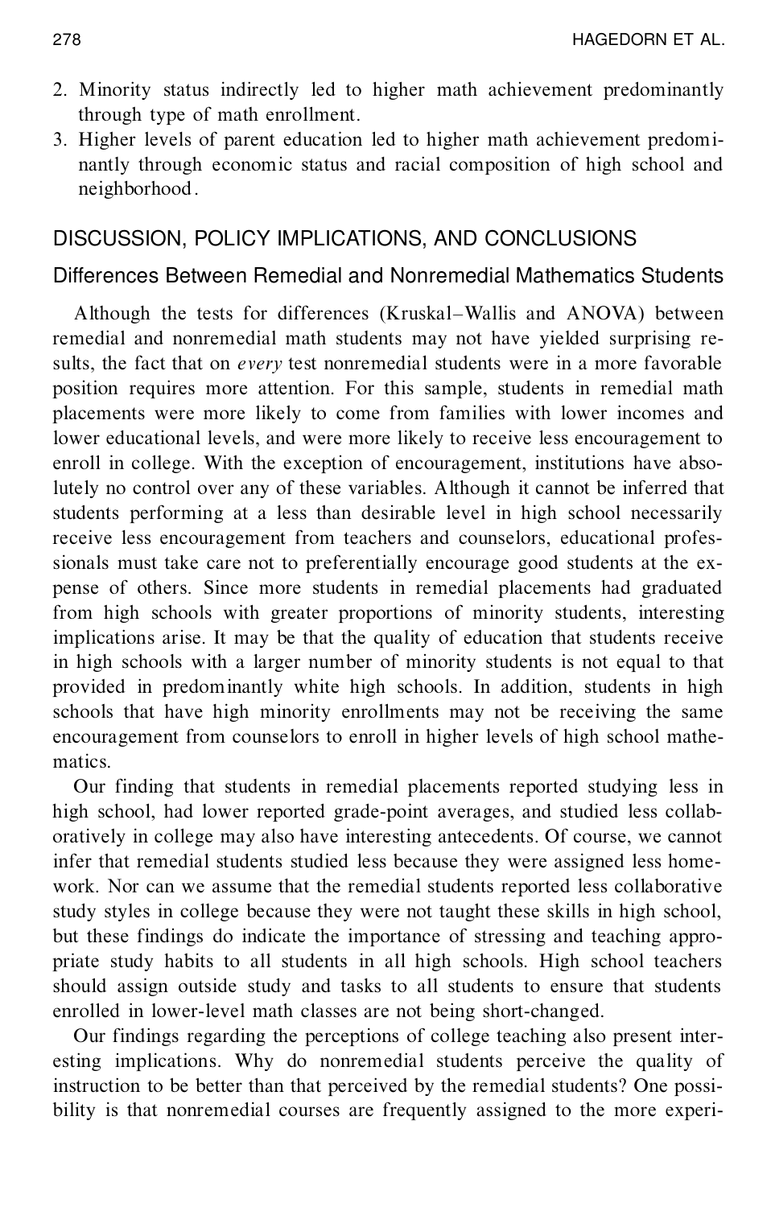2. Minority status indirectly led to higher math achievement predominantly through type of math enrollment.
3. Higher levels of parent education led to higher math achievement predominantly through economic status and racial composition of high school and neighborhood.

## DISCUSSION, POLICY IMPLICATIONS, AND CONCLUSIONS

### Differences Between Remedial and Nonremedial Mathematics Students

Although the tests for differences (Kruskal–Wallis and ANOVA) between remedial and nonremedial math students may not have yielded surprising results, the fact that on *every* test nonremedial students were in a more favorable position requires more attention. For this sample, students in remedial math placements were more likely to come from families with lower incomes and lower educational levels, and were more likely to receive less encouragement to enroll in college. With the exception of encouragement, institutions have absolutely no control over any of these variables. Although it cannot be inferred that students performing at a less than desirable level in high school necessarily receive less encouragement from teachers and counselors, educational professionals must take care not to preferentially encourage good students at the expense of others. Since more students in remedial placements had graduated from high schools with greater proportions of minority students, interesting implications arise. It may be that the quality of education that students receive in high schools with a larger number of minority students is not equal to that provided in predominantly white high schools. In addition, students in high schools that have high minority enrollments may not be receiving the same encouragement from counselors to enroll in higher levels of high school mathematics.

Our finding that students in remedial placements reported studying less in high school, had lower reported grade-point averages, and studied less collaboratively in college may also have interesting antecedents. Of course, we cannot infer that remedial students studied less because they were assigned less homework. Nor can we assume that the remedial students reported less collaborative study styles in college because they were not taught these skills in high school, but these findings do indicate the importance of stressing and teaching appropriate study habits to all students in all high schools. High school teachers should assign outside study and tasks to all students to ensure that students enrolled in lower-level math classes are not being short-changed.

Our findings regarding the perceptions of college teaching also present interesting implications. Why do nonremedial students perceive the quality of instruction to be better than that perceived by the remedial students? One possibility is that nonremedial courses are frequently assigned to the more experi-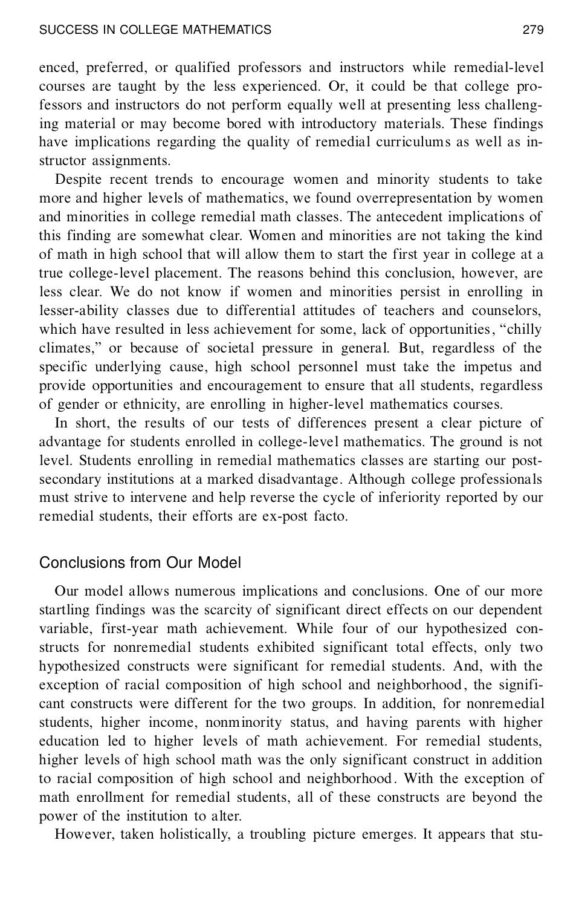enced, preferred, or qualified professors and instructors while remedial-level courses are taught by the less experienced. Or, it could be that college professors and instructors do not perform equally well at presenting less challenging material or may become bored with introductory materials. These findings have implications regarding the quality of remedial curriculums as well as instructor assignments.

Despite recent trends to encourage women and minority students to take more and higher levels of mathematics, we found overrepresentation by women and minorities in college remedial math classes. The antecedent implications of this finding are somewhat clear. Women and minorities are not taking the kind of math in high school that will allow them to start the first year in college at a true college-level placement. The reasons behind this conclusion, however, are less clear. We do not know if women and minorities persist in enrolling in lesser-ability classes due to differential attitudes of teachers and counselors, which have resulted in less achievement for some, lack of opportunities, "chilly climates," or because of societal pressure in general. But, regardless of the specific underlying cause, high school personnel must take the impetus and provide opportunities and encouragement to ensure that all students, regardless of gender or ethnicity, are enrolling in higher-level mathematics courses.

In short, the results of our tests of differences present a clear picture of advantage for students enrolled in college-level mathematics. The ground is not level. Students enrolling in remedial mathematics classes are starting our post-secondary institutions at a marked disadvantage. Although college professionals must strive to intervene and help reverse the cycle of inferiority reported by our remedial students, their efforts are ex-post facto.

## Conclusions from Our Model

Our model allows numerous implications and conclusions. One of our more startling findings was the scarcity of significant direct effects on our dependent variable, first-year math achievement. While four of our hypothesized constructs for nonremedial students exhibited significant total effects, only two hypothesized constructs were significant for remedial students. And, with the exception of racial composition of high school and neighborhood, the significant constructs were different for the two groups. In addition, for nonremedial students, higher income, nonminority status, and having parents with higher education led to higher levels of math achievement. For remedial students, higher levels of high school math was the only significant construct in addition to racial composition of high school and neighborhood. With the exception of math enrollment for remedial students, all of these constructs are beyond the power of the institution to alter.

However, taken holistically, a troubling picture emerges. It appears that stu-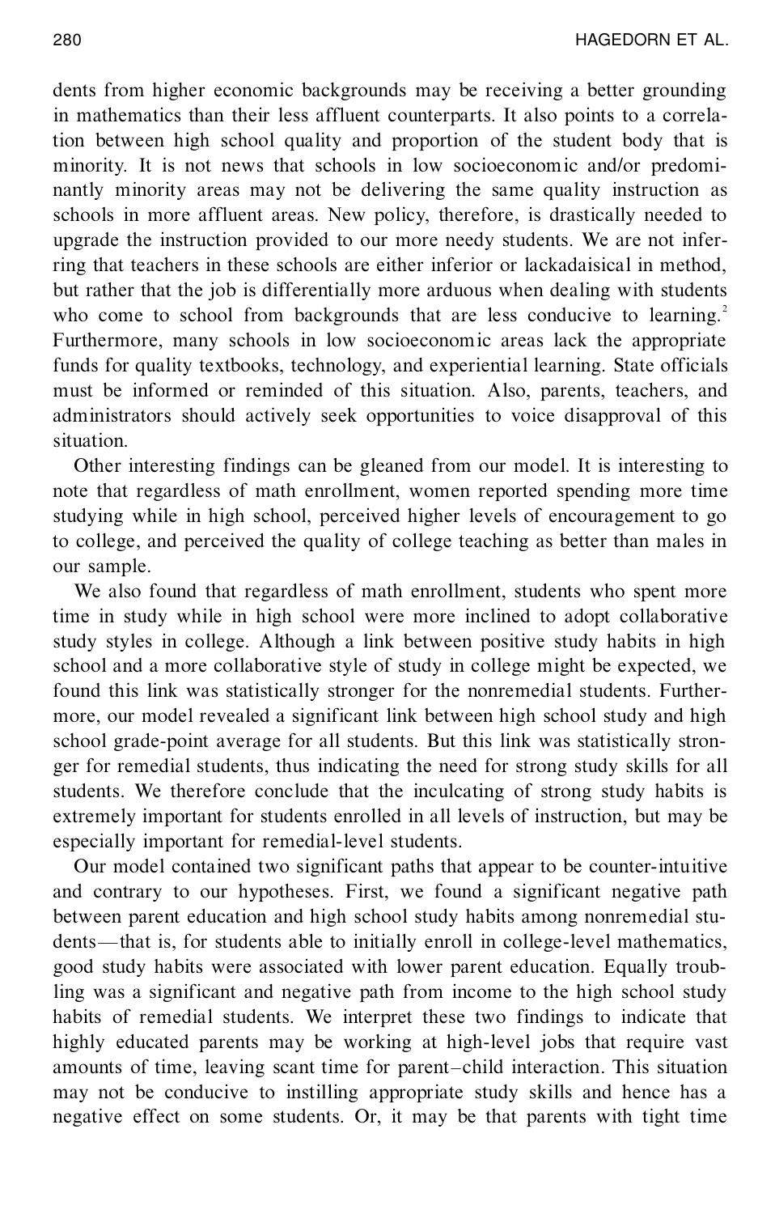dents from higher economic backgrounds may be receiving a better grounding in mathematics than their less affluent counterparts. It also points to a correlation between high school quality and proportion of the student body that is minority. It is not news that schools in low socioeconomic and/or predominantly minority areas may not be delivering the same quality instruction as schools in more affluent areas. New policy, therefore, is drastically needed to upgrade the instruction provided to our more needy students. We are not inferring that teachers in these schools are either inferior or lackadaisical in method, but rather that the job is differentially more arduous when dealing with students who come to school from backgrounds that are less conducive to learning.[2] Furthermore, many schools in low socioeconomic areas lack the appropriate funds for quality textbooks, technology, and experiential learning. State officials must be informed or reminded of this situation. Also, parents, teachers, and administrators should actively seek opportunities to voice disapproval of this situation.

Other interesting findings can be gleaned from our model. It is interesting to note that regardless of math enrollment, women reported spending more time studying while in high school, perceived higher levels of encouragement to go to college, and perceived the quality of college teaching as better than males in our sample.

We also found that regardless of math enrollment, students who spent more time in study while in high school were more inclined to adopt collaborative study styles in college. Although a link between positive study habits in high school and a more collaborative style of study in college might be expected, we found this link was statistically stronger for the nonremedial students. Furthermore, our model revealed a significant link between high school study and high school grade-point average for all students. But this link was statistically stronger for remedial students, thus indicating the need for strong study skills for all students. We therefore conclude that the inculcating of strong study habits is extremely important for students enrolled in all levels of instruction, but may be especially important for remedial-level students.

Our model contained two significant paths that appear to be counter-intuitive and contrary to our hypotheses. First, we found a significant negative path between parent education and high school study habits among nonremedial students—that is, for students able to initially enroll in college-level mathematics, good study habits were associated with lower parent education. Equally troubling was a significant and negative path from income to the high school study habits of remedial students. We interpret these two findings to indicate that highly educated parents may be working at high-level jobs that require vast amounts of time, leaving scant time for parent–child interaction. This situation may not be conducive to instilling appropriate study skills and hence has a negative effect on some students. Or, it may be that parents with tight time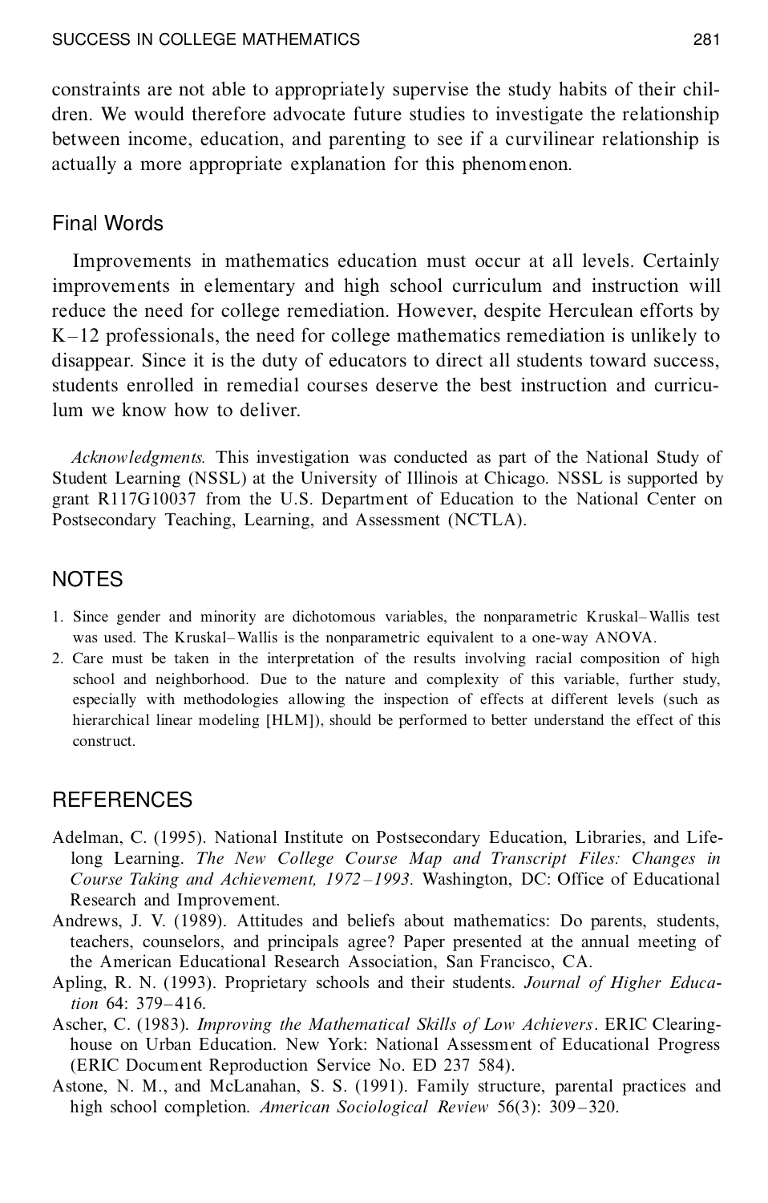constraints are not able to appropriately supervise the study habits of their children. We would therefore advocate future studies to investigate the relationship between income, education, and parenting to see if a curvilinear relationship is actually a more appropriate explanation for this phenomenon.

## Final Words

Improvements in mathematics education must occur at all levels. Certainly improvements in elementary and high school curriculum and instruction will reduce the need for college remediation. However, despite Herculean efforts by K–12 professionals, the need for college mathematics remediation is unlikely to disappear. Since it is the duty of educators to direct all students toward success, students enrolled in remedial courses deserve the best instruction and curriculum we know how to deliver.

*Acknowledgments.* This investigation was conducted as part of the National Study of Student Learning (NSSL) at the University of Illinois at Chicago. NSSL is supported by grant R117G10037 from the U.S. Department of Education to the National Center on Postsecondary Teaching, Learning, and Assessment (NCTLA).

## NOTES

1. Since gender and minority are dichotomous variables, the nonparametric Kruskal–Wallis test was used. The Kruskal–Wallis is the nonparametric equivalent to a one-way ANOVA.
2. Care must be taken in the interpretation of the results involving racial composition of high school and neighborhood. Due to the nature and complexity of this variable, further study, especially with methodologies allowing the inspection of effects at different levels (such as hierarchical linear modeling [HLM]), should be performed to better understand the effect of this construct.

## REFERENCES

Adelman, C. (1995). National Institute on Postsecondary Education, Libraries, and Lifelong Learning. *The New College Course Map and Transcript Files: Changes in Course Taking and Achievement, 1972–1993.* Washington, DC: Office of Educational Research and Improvement.

Andrews, J. V. (1989). Attitudes and beliefs about mathematics: Do parents, students, teachers, counselors, and principals agree? Paper presented at the annual meeting of the American Educational Research Association, San Francisco, CA.

Apling, R. N. (1993). Proprietary schools and their students. *Journal of Higher Education* 64: 379–416.

Ascher, C. (1983). *Improving the Mathematical Skills of Low Achievers*. ERIC Clearinghouse on Urban Education. New York: National Assessment of Educational Progress (ERIC Document Reproduction Service No. ED 237 584).

Astone, N. M., and McLanahan, S. S. (1991). Family structure, parental practices and high school completion. *American Sociological Review* 56(3): 309–320.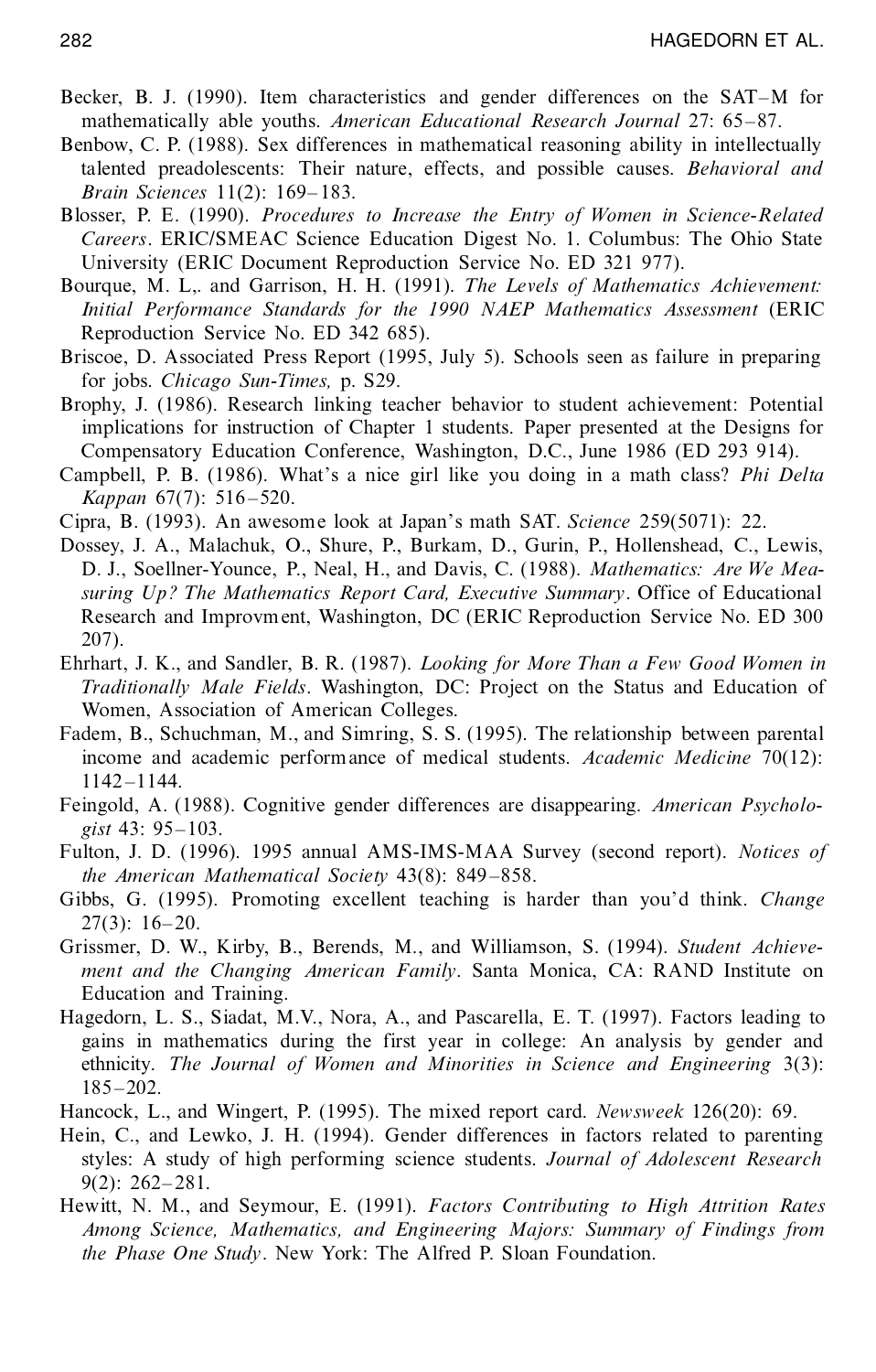Becker, B. J. (1990). Item characteristics and gender differences on the SAT–M for mathematically able youths. *American Educational Research Journal* 27: 65–87.

Benbow, C. P. (1988). Sex differences in mathematical reasoning ability in intellectually talented preadolescents: Their nature, effects, and possible causes. *Behavioral and Brain Sciences* 11(2): 169–183.

Blosser, P. E. (1990). *Procedures to Increase the Entry of Women in Science-Related Careers*. ERIC/SMEAC Science Education Digest No. 1. Columbus: The Ohio State University (ERIC Document Reproduction Service No. ED 321 977).

Bourque, M. L,. and Garrison, H. H. (1991). *The Levels of Mathematics Achievement: Initial Performance Standards for the 1990 NAEP Mathematics Assessment* (ERIC Reproduction Service No. ED 342 685).

Briscoe, D. Associated Press Report (1995, July 5). Schools seen as failure in preparing for jobs. *Chicago Sun-Times,* p. S29.

Brophy, J. (1986). Research linking teacher behavior to student achievement: Potential implications for instruction of Chapter 1 students. Paper presented at the Designs for Compensatory Education Conference, Washington, D.C., June 1986 (ED 293 914).

Campbell, P. B. (1986). What's a nice girl like you doing in a math class? *Phi Delta Kappan* 67(7): 516–520.

Cipra, B. (1993). An awesome look at Japan's math SAT. *Science* 259(5071): 22.

Dossey, J. A., Malachuk, O., Shure, P., Burkam, D., Gurin, P., Hollenshead, C., Lewis, D. J., Soellner-Younce, P., Neal, H., and Davis, C. (1988). *Mathematics: Are We Measuring Up? The Mathematics Report Card, Executive Summary*. Office of Educational Research and Improvment, Washington, DC (ERIC Reproduction Service No. ED 300 207).

Ehrhart, J. K., and Sandler, B. R. (1987). *Looking for More Than a Few Good Women in Traditionally Male Fields*. Washington, DC: Project on the Status and Education of Women, Association of American Colleges.

Fadem, B., Schuchman, M., and Simring, S. S. (1995). The relationship between parental income and academic performance of medical students. *Academic Medicine* 70(12): 1142–1144.

Feingold, A. (1988). Cognitive gender differences are disappearing. *American Psychologist* 43: 95–103.

Fulton, J. D. (1996). 1995 annual AMS-IMS-MAA Survey (second report). *Notices of the American Mathematical Society* 43(8): 849–858.

Gibbs, G. (1995). Promoting excellent teaching is harder than you'd think. *Change* 27(3): 16–20.

Grissmer, D. W., Kirby, B., Berends, M., and Williamson, S. (1994). *Student Achievement and the Changing American Family*. Santa Monica, CA: RAND Institute on Education and Training.

Hagedorn, L. S., Siadat, M.V., Nora, A., and Pascarella, E. T. (1997). Factors leading to gains in mathematics during the first year in college: An analysis by gender and ethnicity. *The Journal of Women and Minorities in Science and Engineering* 3(3): 185–202.

Hancock, L., and Wingert, P. (1995). The mixed report card. *Newsweek* 126(20): 69.

Hein, C., and Lewko, J. H. (1994). Gender differences in factors related to parenting styles: A study of high performing science students. *Journal of Adolescent Research* 9(2): 262–281.

Hewitt, N. M., and Seymour, E. (1991). *Factors Contributing to High Attrition Rates Among Science, Mathematics, and Engineering Majors: Summary of Findings from the Phase One Study*. New York: The Alfred P. Sloan Foundation.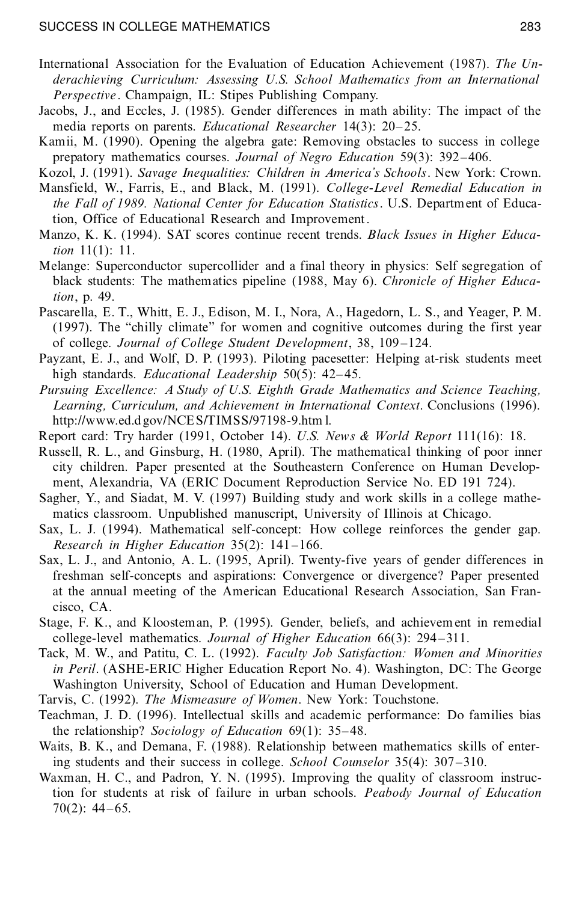International Association for the Evaluation of Education Achievement (1987). *The Underachieving Curriculum: Assessing U.S. School Mathematics from an International Perspective*. Champaign, IL: Stipes Publishing Company.

Jacobs, J., and Eccles, J. (1985). Gender differences in math ability: The impact of the media reports on parents. *Educational Researcher* 14(3): 20–25.

Kamii, M. (1990). Opening the algebra gate: Removing obstacles to success in college prepatory mathematics courses. *Journal of Negro Education* 59(3): 392–406.

Kozol, J. (1991). *Savage Inequalities: Children in America's Schools*. New York: Crown.

Mansfield, W., Farris, E., and Black, M. (1991). *College-Level Remedial Education in the Fall of 1989. National Center for Education Statistics*. U.S. Department of Education, Office of Educational Research and Improvement.

Manzo, K. K. (1994). SAT scores continue recent trends. *Black Issues in Higher Education* 11(1): 11.

Melange: Superconductor supercollider and a final theory in physics: Self segregation of black students: The mathematics pipeline (1988, May 6). *Chronicle of Higher Education*, p. 49.

Pascarella, E. T., Whitt, E. J., Edison, M. I., Nora, A., Hagedorn, L. S., and Yeager, P. M. (1997). The "chilly climate" for women and cognitive outcomes during the first year of college. *Journal of College Student Development*, 38, 109–124.

Payzant, E. J., and Wolf, D. P. (1993). Piloting pacesetter: Helping at-risk students meet high standards. *Educational Leadership* 50(5): 42–45.

*Pursuing Excellence: A Study of U.S. Eighth Grade Mathematics and Science Teaching, Learning, Curriculum, and Achievement in International Context*. Conclusions (1996). http://www.ed.dgov/NCES/TIMSS/97198-9.html.

Report card: Try harder (1991, October 14). *U.S. News & World Report* 111(16): 18.

Russell, R. L., and Ginsburg, H. (1980, April). The mathematical thinking of poor inner city children. Paper presented at the Southeastern Conference on Human Development, Alexandria, VA (ERIC Document Reproduction Service No. ED 191 724).

Sagher, Y., and Siadat, M. V. (1997) Building study and work skills in a college mathematics classroom. Unpublished manuscript, University of Illinois at Chicago.

Sax, L. J. (1994). Mathematical self-concept: How college reinforces the gender gap. *Research in Higher Education* 35(2): 141–166.

Sax, L. J., and Antonio, A. L. (1995, April). Twenty-five years of gender differences in freshman self-concepts and aspirations: Convergence or divergence? Paper presented at the annual meeting of the American Educational Research Association, San Francisco, CA.

Stage, F. K., and Kloosteman, P. (1995). Gender, beliefs, and achievement in remedial college-level mathematics. *Journal of Higher Education* 66(3): 294–311.

Tack, M. W., and Patitu, C. L. (1992). *Faculty Job Satisfaction: Women and Minorities in Peril*. (ASHE-ERIC Higher Education Report No. 4). Washington, DC: The George Washington University, School of Education and Human Development.

Tarvis, C. (1992). *The Mismeasure of Women*. New York: Touchstone.

Teachman, J. D. (1996). Intellectual skills and academic performance: Do families bias the relationship? *Sociology of Education* 69(1): 35–48.

Waits, B. K., and Demana, F. (1988). Relationship between mathematics skills of entering students and their success in college. *School Counselor* 35(4): 307–310.

Waxman, H. C., and Padron, Y. N. (1995). Improving the quality of classroom instruction for students at risk of failure in urban schools. *Peabody Journal of Education* 70(2): 44–65.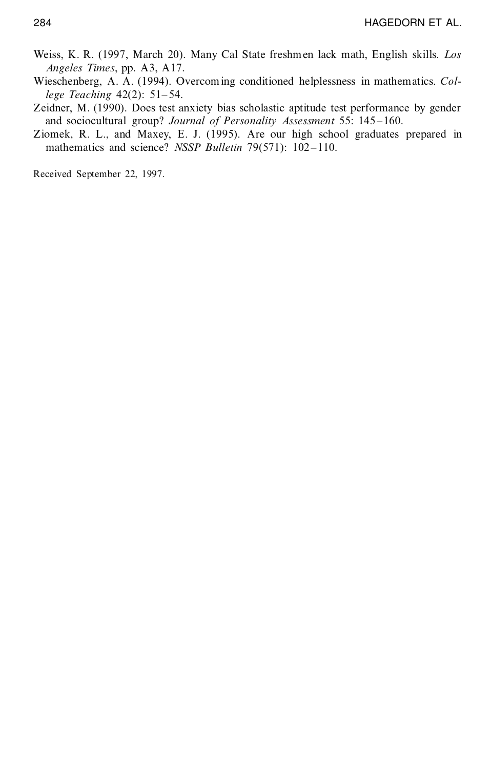Weiss, K. R. (1997, March 20). Many Cal State freshmen lack math, English skills. *Los Angeles Times*, pp. A3, A17.

Wieschenberg, A. A. (1994). Overcoming conditioned helplessness in mathematics. *College Teaching* 42(2): 51–54.

Zeidner, M. (1990). Does test anxiety bias scholastic aptitude test performance by gender and sociocultural group? *Journal of Personality Assessment* 55: 145–160.

Ziomek, R. L., and Maxey, E. J. (1995). Are our high school graduates prepared in mathematics and science? *NSSP Bulletin* 79(571): 102–110.

Received September 22, 1997.